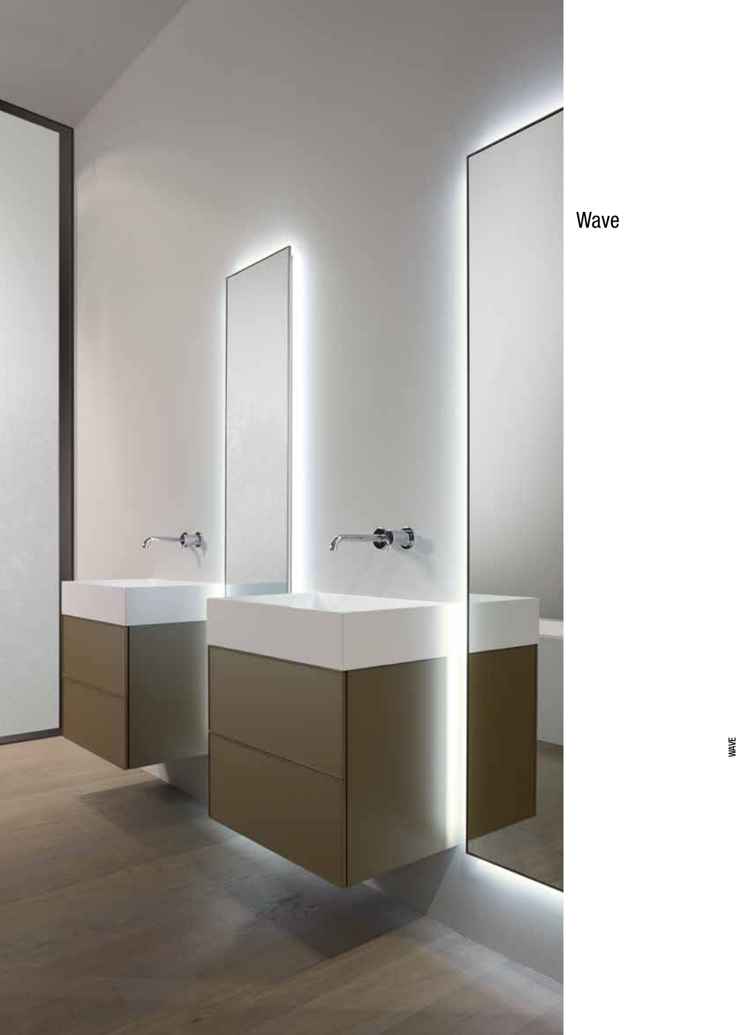# Wave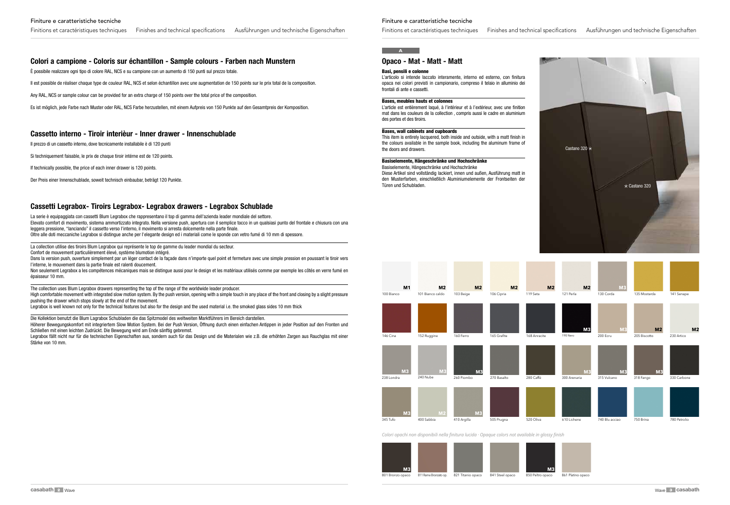## Colori a campione - Coloris sur échantillon - Sample colours - Farben nach Munstern

È possibile realizzare ogni tipo di colore RAL, NCS e su campione con un aumento di 150 punti sul prezzo totale.

Il est possible de réaliser chaque type de couleur RAL, NCS et selon échantillon avec une augmentation de 150 points sur le prix total de la composition.

Any RAL, NCS or sample colour can be provided for an extra charge of 150 points over the total price of the composition.

Es ist möglich, jede Farbe nach Muster oder RAL, NCS Farbe herzustellen, mit einem Aufpreis von 150 Punkte auf den Gesamtpreis der Komposition.

## Cassetto interno - Tiroir interièur - Inner drawer - Innenschublade

Il prezzo di un cassetto interno, dove tecnicamente installabile è di 120 punti

Si techniquement faisable, le prix de chaque tiroir intérne est de 120 points.

If technically possible, the price of each inner drawer is 120 points.

Der Preis einer Innenschublade, soweit technisch einbaubar, beträgt 120 Punkte.

## Cassetti Legrabox- Tiroirs Legrabox- Legrabox drawers - Legrabox Schublade

La serie è equipaggiata con cassetti Blum Legrabox che rappresentano il top di gamma dell'azienda leader mondiale del settore.
Elevato comfort di movimento, sistema ammortizzato integrato. Nella versione push, apertura con il semplice tocco in un qualsiasi punto del frontale e chiusura con una leggera pressione, "lanciando" il cassetto verso l'interno, il movimento si arresta dolcemente nella parte finale.
Oltre alle doti meccaniche Legrabox si distingue anche per l'elegante design ed i materiali come le sponde con vetro fumé di 10 mm di spessore.

La collection utilise des tiroirs Blum Legrabox qui représente le top de gamme du leader mondial du secteur.
Confort de mouvement particulièrement élevé, système blumotion intégré.
Dans la version push, ouverture simplement par un léger contact de la façade dans n'importe quel point et fermeture avec une simple pression en poussant le tiroir vers l'interne, le mouvement dans la partie finale est ralenti doucement.
Non seulement Legrabox a les compétences mécaniques mais se distingue aussi pour le design et les matériaux utilisés comme par exemple les côtés en verre fumé en épaisseur 10 mm.

The collection uses Blum Legrabox drawers representing the top of the range of the worldwide leader producer.
High comfortable movement with integrated slow motion system. By the push version, opening with a simple touch in any place of the front and closing by a slight pressure pushing the drawer which stops slowly at the end of the movement.
Legrabox is well known not only for the technical features but also for the design and the used material i.e. the smoked glass sides 10 mm thick

Die Kollektion benutzt die Blum Lagrabox Schubladen die das Spitzmodel des weltweiten Marktführers im Bereich darstellen.
Höherer Bewegungskomfort mit integriertem Slow Motion System. Bei der Push Version, Öffnung durch einen einfachen Antippen in jeder Position auf den Fronten und Schließen mit einen leichten Zudrückt. Die Bewegung wird am Ende sänftig gebremst.
Legrabox fällt nicht nur für die technischen Eigenschaften aus, sondern auch für das Design und die Materialen wie z.B. die erhöhten Zargen aus Rauchglas mit einer Stärke von 10 mm.

A

## Opaco - Mat - Matt - Matt

**Basi, pensili e colonne**
L'articolo si intende laccato interamente, interno ed esterno, con finitura opaca nei colori previsti in campionario, compreso il telaio in alluminio dei frontali di ante e cassetti.

**Bases, meubles hauts et colonnes**
L'article est entièrement laqué, à l'intérieur et à l'extérieur, avec une finition mat dans les couleurs de la collection , compris aussi le cadre en aluminium des portes et des tiroirs.

**Bases, wall cabinets and cupboards**
This item is entirely lacquered, both inside and outside, with a matt finish in the colours available in the sample book, including the aluminum frame of the doors and drawers.

**Basiselemente, Hängeschränke und Hochschränke**
Basiselemente, Hängeschränke und Hochschränke
Diese Artikel sind vollständig lackiert, innen und außen, Ausführung matt in den Musterfarben, einschließlich Aluminiumelemente der Frontseiten der Türen und Schubladen.

Castano 320 *

* Castano 320

| | | | | | | | | |
|---|---|---|---|---|---|---|---|---|
| M1 100 Bianco | M2 101 Bianco caldo | M2 103 Beige | M2 106 Cipria | M2 119 Seta | M2 121 Perla | M3 130 Corda | 135 Mostarda | 141 Senape |
| 146 Cina | 152 Ruggine | 160 Ferro | 165 Grafite | 168 Antracite | M3 190 Nero | M3 200 Ecru | M2 205 Biscotto | M2 230 Artico |
| M3 238 Londra | M3 240 Nube | M3 260 Piombo | 270 Basalto | 280 Caffè | M3 300 Arenaria | M3 315 Vulcano | M3 318 Fango | 330 Carbone |
| M3 345 Tufo | M2 400 Sabbia | M3 410 Argilla | 505 Prugna | 520 Oliva | 610 Lichene | 740 Blu acciao | 750 Brina | 780 Petrolio |

*Colori opachi non disponibili nella finitura lucida - Opaque colors not available in glossy finish*

| | | | | | |
|---|---|---|---|---|---|
| M3 801 Bronzo opaco | 811 Rame Bronzato op. | 821 Titanio opaco | 841 Steel opaco | M3 850 Peltro opaco | 861 Platino opaco |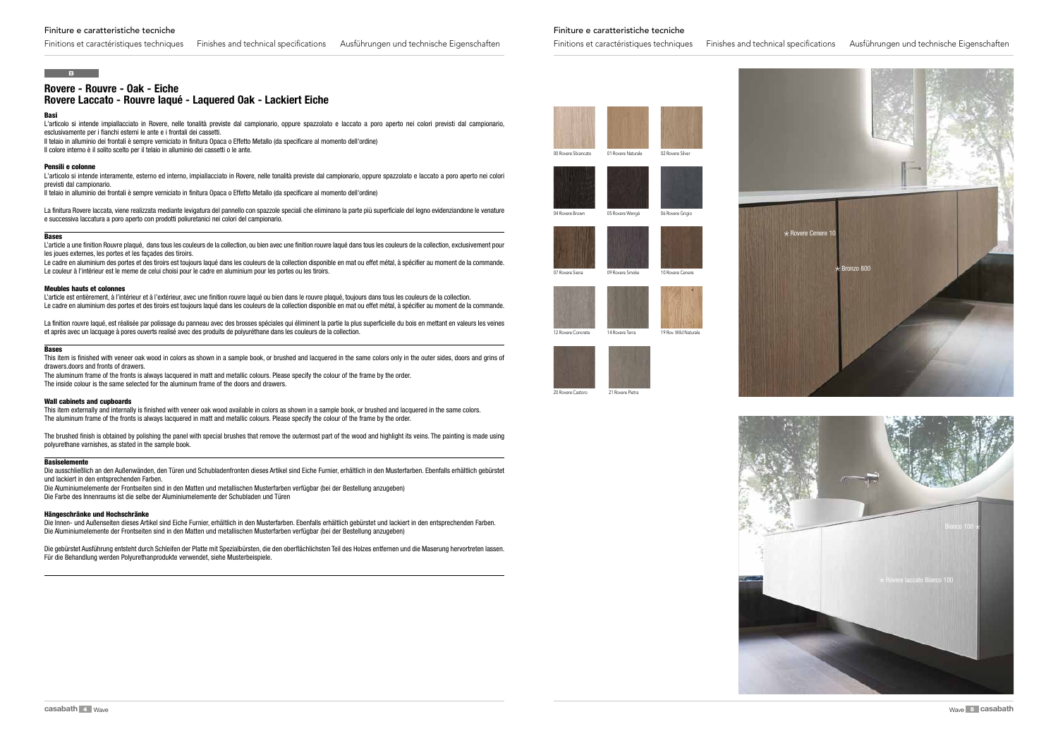B

## Rovere - Rouvre - Oak - Eiche
## Rovere Laccato - Rouvre laqué - Laquered Oak - Lackiert Eiche

#### Basi

L'articolo si intende impiallacciato in Rovere, nelle tonalità previste dal campionario, oppure spazzolato e laccato a poro aperto nei colori previsti dal campionario, esclusivamente per i fianchi esterni le ante e i frontali dei cassetti.
Il telaio in alluminio dei frontali è sempre verniciato in finitura Opaca o Effetto Metallo (da specificare al momento dell'ordine)
Il colore interno è il solito scelto per il telaio in alluminio dei cassetti o le ante.

#### Pensili e colonne

L'articolo si intende interamente, esterno ed interno, impiallacciato in Rovere, nelle tonalità previste dal campionario, oppure spazzolato e laccato a poro aperto nei colori previsti dal campionario.
Il telaio in alluminio dei frontali è sempre verniciato in finitura Opaca o Effetto Metallo (da specificare al momento dell'ordine)

La finitura Rovere laccata, viene realizzata mediante levigatura del pannello con spazzole speciali che eliminano la parte più superficiale del legno evidenziandone le venature e successiva laccatura a poro aperto con prodotti poliuretanici nei colori del campionario.

#### Bases

L'article a une finition Rouvre plaqué, dans tous les couleurs de la collection, ou bien avec une finition rouvre laqué dans tous les couleurs de la collection, exclusivement pour les joues externes, les portes et les façades des tiroirs.
Le cadre en aluminium des portes et des tiroirs est toujours laqué dans les couleurs de la collection disponible en mat ou effet métal, à spécifier au moment de la commande.
Le couleur à l'intérieur est le meme de celui choisi pour le cadre en aluminium pour les portes ou les tiroirs.

#### Meubles hauts et colonnes

L'article est entièrement, à l'intérieur et à l'extérieur, avec une finition rouvre laqué ou bien dans le rouvre plaqué, toujours dans tous les couleurs de la collection.
Le cadre en aluminium des portes et des tiroirs est toujours laqué dans les couleurs de la collection disponible en mat ou effet métal, à spécifier au moment de la commande.

La finition rouvre laqué, est réalisée par polissage du panneau avec des brosses spéciales qui éliminent la partie la plus superficielle du bois en mettant en valeurs les veines et après avec un lacquage à pores ouverts realisé avec des produits de polyuréthane dans les couleurs de la collection.

#### Bases

This item is finished with veneer oak wood in colors as shown in a sample book, or brushed and lacquered in the same colors only in the outer sides, doors and grins of drawers.doors and fronts of drawers.
The aluminum frame of the fronts is always lacquered in matt and metallic colours. Please specify the colour of the frame by the order.
The inside colour is the same selected for the aluminum frame of the doors and drawers.

#### Wall cabinets and cupboards

This item externally and internally is finished with veneer oak wood available in colors as shown in a sample book, or brushed and lacquered in the same colors.
The aluminum frame of the fronts is always lacquered in matt and metallic colours. Please specify the colour of the frame by the order.

The brushed finish is obtained by polishing the panel with special brushes that remove the outermost part of the wood and highlight its veins. The painting is made using polyurethane varnishes, as stated in the sample book.

#### Basiselemente

Die ausschließlich an den Außenwänden, den Türen und Schubladenfronten dieses Artikel sind Eiche Furnier, erhältlich in den Musterfarben. Ebenfalls erhältlich gebürstet und lackiert in den entsprechenden Farben.
Die Aluminiumelemente der Frontseiten sind in den Matten und metallischen Musterfarben verfügbar (bei der Bestellung anzugeben)
Die Farbe des Innenraums ist die selbe der Aluminiumelemente der Schubladen und Türen

#### Hängeschränke und Hochschränke

Die Innen- und Außenseiten dieses Artikel sind Eiche Furnier, erhältlich in den Musterfarben. Ebenfalls erhältlich gebürstet und lackiert in den entsprechenden Farben.
Die Aluminiumelemente der Frontseiten sind in den Matten und metallischen Musterfarben verfügbar (bei der Bestellung anzugeben)

Die gebürstet Ausführung entsteht durch Schleifen der Platte mit Spezialbürsten, die den oberflächlichsten Teil des Holzes entfernen und die Maserung hervortreten lassen. Für die Behandlung werden Polyurethanprodukte verwendet, siehe Musterbeispiele.

00 Rovere Sbiancato
01 Rovere Naturale
02 Rovere Silver
04 Rovere Brown
05 Rovere Wengé
06 Rovere Grigio
07 Rovere Siena
09 Rovere Smoke
10 Rovere Cenere
12 Rovere Concrete
14 Rovere Terra
19 Rov. Wild Naturale
20 Rovere Castoro
21 Rovere Pietra

\* Rovere Cenere 10
\* Bronzo 800

Bianco 100 \*
\* Rovere laccato Bianco 100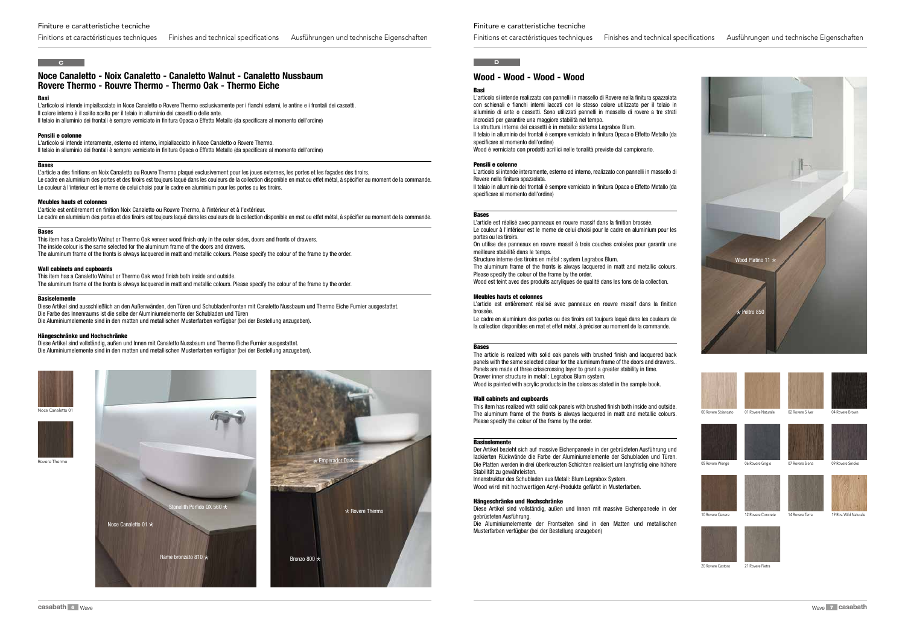## Finiture e caratteristiche tecniche

Finitions et caractéristiques techniques Finishes and technical specifications Ausführungen und technische Eigenschaften

**C**

## Noce Canaletto - Noix Canaletto - Canaletto Walnut - Canaletto Nussbaum Rovere Thermo - Rouvre Thermo - Thermo Oak - Thermo Eiche

### Basi

L'articolo si intende impiallacciato in Noce Canaletto o Rovere Thermo esclusivamente per i fianchi esterni, le antine e i frontali dei cassetti.
Il colore interno è il solito scelto per il telaio in alluminio dei cassetti o delle ante.
Il telaio in alluminio dei frontali è sempre verniciato in finitura Opaca o Effetto Metallo (da specificare al momento dell'ordine)

### Pensili e colonne

L'articolo si intende interamente, esterno ed interno, impiallacciato in Noce Canaletto o Rovere Thermo.
Il telaio in alluminio dei frontali è sempre verniciato in finitura Opaca o Effetto Metallo (da specificare al momento dell'ordine)

### Bases

L'article a des finitions en Noix Canaletto ou Rouvre Thermo plaqué exclusivement pour les joues externes, les portes et les façades des tiroirs.
Le cadre en aluminium des portes et des tiroirs est toujours laqué dans les couleurs de la collection disponible en mat ou effet métal, à spécifier au moment de la commande.
Le couleur à l'intérieur est le meme de celui choisi pour le cadre en aluminium pour les portes ou les tiroirs.

### Meubles hauts et colonnes

L'article est entièrement en finition Noix Canaletto ou Rouvre Thermo, à l'intérieur et à l'extérieur.
Le cadre en aluminium des portes et des tiroirs est toujours laqué dans les couleurs de la collection disponible en mat ou effet métal, à spécifier au moment de la commande.

### Bases

This item has a Canaletto Walnut or Thermo Oak veneer wood finish only in the outer sides, doors and fronts of drawers.
The inside colour is the same selected for the aluminum frame of the doors and drawers.
The aluminum frame of the fronts is always lacquered in matt and metallic colours. Please specify the colour of the frame by the order.

### Wall cabinets and cupboards

This item has a Canaletto Walnut or Thermo Oak wood finish both inside and outside.
The aluminum frame of the fronts is always lacquered in matt and metallic colours. Please specify the colour of the frame by the order.

### Basiselemente

Diese Artikel sind ausschließlich an den Außenwänden, den Türen und Schubladenfronten mit Canaletto Nussbaum und Thermo Eiche Furnier ausgestattet.
Die Farbe des Innenraums ist die selbe der Aluminiumelemente der Schubladen und Türen
Die Aluminiumelemente sind in den matten und metallischen Musterfarben verfügbar (bei der Bestellung anzugeben).

### Hängeschränke und Hochschränke

Diese Artikel sind vollständig, außen und Innen mit Canaletto Nussbaum und Thermo Eiche Furnier ausgestattet.
Die Aluminiumelemente sind in den matten und metallischen Musterfarben verfügbar (bei der Bestellung anzugeben).

Noce Canaletto 01

Rovere Thermo

Stonelith Porfido QX 560 ⋆
Noce Canaletto 01 ⋆
Rame bronzato 810 ⋆

⋆ Emperador Dark
⋆ Rovere Thermo
Bronzo 800 ⋆

**D**

## Wood - Wood - Wood - Wood

### Basi

L'articolo si intende realizzato con pannelli in massello di Rovere nella finitura spazzolata con schienali e fianchi interni laccati con lo stesso colore utilizzato per il telaio in alluminio di ante o cassetti. Sono utilizzati pannelli in massello di rovere a tre strati incrociati per garantire una maggiore stabilità nel tempo.
La struttura interna dei cassetti è in metallo: sistema Legrabox Blum.
Il telaio in alluminio dei frontali è sempre verniciato in finitura Opaca o Effetto Metallo (da specificare al momento dell'ordine)
Wood è verniciato con prodotti acrilici nelle tonalità previste dal campionario.

### Pensili e colonne

L'articolo si intende interamente, esterno ed interno, realizzato con pannelli in massello di Rovere nella finitura spazzolata.
Il telaio in alluminio dei frontali è sempre verniciato in finitura Opaca o Effetto Metallo (da specificare al momento dell'ordine)

### Bases

L'article est réalisé avec panneaux en rouvre massif dans la finition brossée.
Le couleur à l'intérieur est le meme de celui choisi pour le cadre en aluminium pour les portes ou les tiroirs.
On utilise des panneaux en rouvre massif à trois couches croisées pour garantir une meilleure stabilité dans le temps.
Structure interne des tiroirs en métal : system Legrabox Blum.
The aluminum frame of the fronts is always lacquered in matt and metallic colours. Please specify the colour of the frame by the order.
Wood est teint avec des produits acryliques de qualité dans les tons de la collection.

### Meubles hauts et colonnes

L'article est entièrement réalisé avec panneaux en rouvre massif dans la finition brossée.
Le cadre en aluminium des portes ou des tiroirs est toujours laqué dans les couleurs de la collection disponibles en mat et effet métal, à préciser au moment de la commande.

### Bases

The article is realized with solid oak panels with brushed finish and lacquered back panels with the same selected colour for the aluminum frame of the doors and drawers.. Panels are made of three crisscrossing layer to grant a greater stability in time.
Drawer inner structure in metal : Legrabox Blum system.
Wood is painted with acrylic products in the colors as stated in the sample book.

### Wall cabinets and cupboards

This item has realized with solid oak panels with brushed finish both inside and outside. The aluminum frame of the fronts is always lacquered in matt and metallic colours. Please specify the colour of the frame by the order.

### Basiselemente

Der Artikel bezieht sich auf massive Eichenpaneele in der gebrüsteten Ausführung und lackierten Rückwände die Farbe der Aluminiumelemente der Schubladen und Türen. Die Platten werden in drei überkreuzten Schichten realisiert um langfristig eine höhere Stabilität zu gewährleisten.
Innenstruktur des Schubladen aus Metall: Blum Legrabox System.
Wood wird mit hochwertigen Acryl-Produkte gefärbt in Musterfarben.

### Hängeschränke und Hochschränke

Diese Artikel sind vollständig, außen und Innen mit massive Eichenpaneele in der gebrüsteten Ausführung.
Die Aluminiumelemente der Frontseiten sind in den Matten und metallischen Musterfarben verfügbar (bei der Bestellung anzugeben)

Wood Platino 11 ⋆
⋆ Peltro 850

00 Rovere Sbiancato · 01 Rovere Naturale · 02 Rovere Silver · 04 Rovere Brown
05 Rovere Wengè · 06 Rovere Grigio · 07 Rovere Siena · 09 Rovere Smoke
10 Rovere Cenere · 12 Rovere Concrete · 14 Rovere Terra · 19 Rov. Wild Naturale
20 Rovere Castoro · 21 Rovere Pietra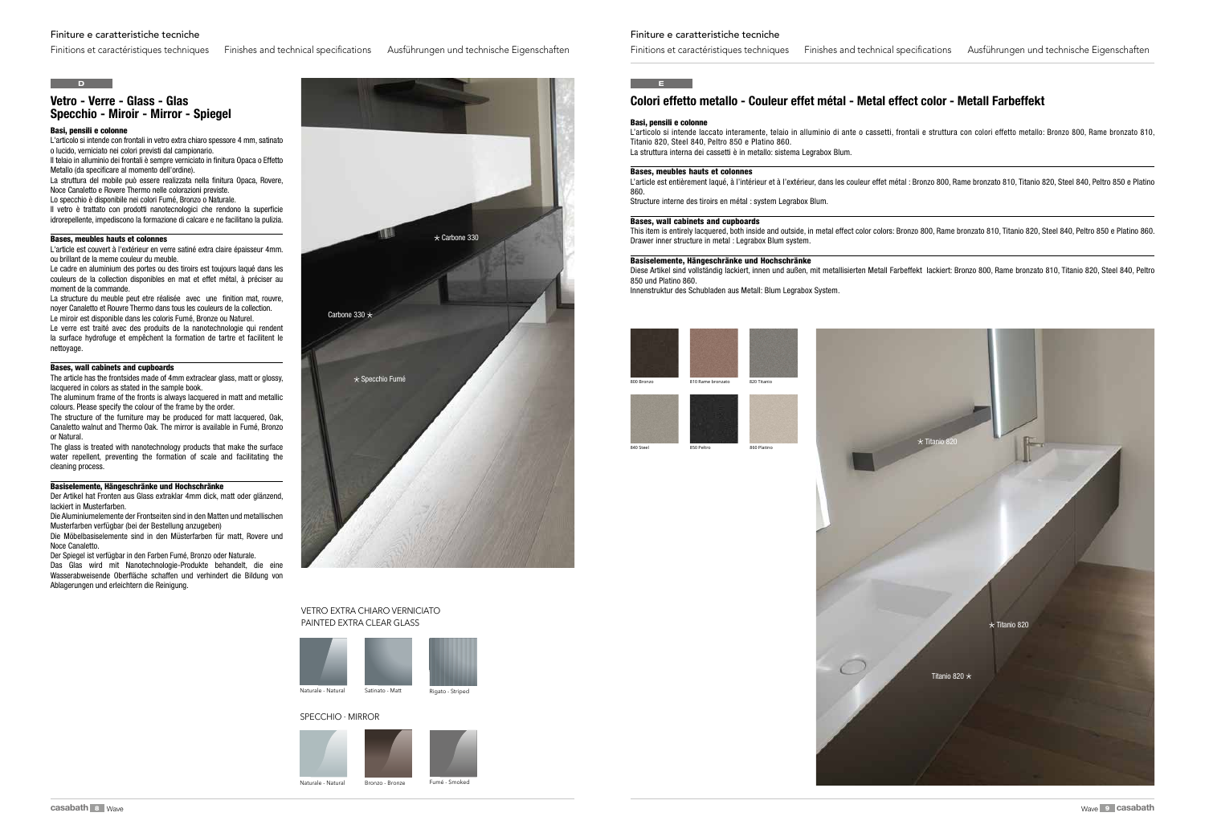## D

## Vetro - Verre - Glass - Glas
## Specchio - Miroir - Mirror - Spiegel

**Basi, pensili e colonne**

L'articolo si intende con frontali in vetro extra chiaro spessore 4 mm, satinato o lucido, verniciato nei colori previsti dal campionario.
Il telaio in alluminio dei frontali è sempre verniciato in finitura Opaca o Effetto Metallo (da specificare al momento dell'ordine).
La struttura del mobile può essere realizzata nella finitura Opaca, Rovere, Noce Canaletto e Rovere Thermo nelle colorazioni previste.
Lo specchio è disponibile nei colori Fumé, Bronzo o Naturale.
Il vetro è trattato con prodotti nanotecnologici che rendono la superficie idrorepellente, impediscono la formazione di calcare e ne facilitano la pulizia.

**Bases, meubles hauts et colonnes**

L'article est couvert à l'extérieur en verre satiné extra claire épaisseur 4mm. ou brillant de la meme couleur du meuble.
Le cadre en aluminium des portes ou des tiroirs est toujours laqué dans les couleurs de la collection disponibles en mat et effet métal, à préciser au moment de la commande.
La structure du meuble peut etre réalisée avec une finition mat, rouvre, noyer Canaletto et Rouvre Thermo dans tous les couleurs de la collection.
Le miroir est disponible dans les coloris Fumé, Bronze ou Naturel.
Le verre est traité avec des produits de la nanotechnologie qui rendent la surface hydrofuge et empêchent la formation de tartre et facilitent le nettoyage.

**Bases, wall cabinets and cupboards**

The article has the frontsides made of 4mm extraclear glass, matt or glossy, lacquered in colors as stated in the sample book.
The aluminum frame of the fronts is always lacquered in matt and metallic colours. Please specify the colour of the frame by the order.
The structure of the furniture may be produced for matt lacquered, Oak, Canaletto walnut and Thermo Oak. The mirror is available in Fumé, Bronzo or Natural.
The glass is treated with nanotechnology products that make the surface water repellent, preventing the formation of scale and facilitating the cleaning process.

**Basiselemente, Hängeschränke und Hochschränke**

Der Artikel hat Fronten aus Glass extraklar 4mm dick, matt oder glänzend, lackiert in Musterfarben.
Die Aluminiumelemente der Frontseiten sind in den Matten und metallischen Musterfarben verfügbar (bei der Bestellung anzugeben)
Die Möbelbasiselemente sind in den Müsterfarben für matt, Rovere und Noce Canaletto.
Der Spiegel ist verfügbar in den Farben Fumé, Bronzo oder Naturale.
Das Glas wird mit Nanotechnologie-Produkte behandelt, die eine Wasserabweisende Oberfläche schaffen und verhindert die Bildung von Ablagerungen und erleichtern die Reinigung.

★ Carbone 330

Carbone 330 ★

★ Specchio Fumé

VETRO EXTRA CHIARO VERNICIATO
PAINTED EXTRA CLEAR GLASS

Naturale - Natural | Satinato - Matt | Rigato - Striped

SPECCHIO - MIRROR

Naturale - Natural | Bronzo - Bronze | Fumé - Smoked

## E

## Colori effetto metallo - Couleur effet métal - Metal effect color - Metall Farbeffekt

**Basi, pensili e colonne**

L'articolo si intende laccato interamente, telaio in alluminio di ante o cassetti, frontali e struttura con colori effetto metallo: Bronzo 800, Rame bronzato 810, Titanio 820, Steel 840, Peltro 850 e Platino 860.
La struttura interna dei cassetti è in metallo: sistema Legrabox Blum.

**Bases, meubles hauts et colonnes**

L'article est entièrement laqué, à l'intérieur et à l'extérieur, dans les couleur effet métal : Bronzo 800, Rame bronzato 810, Titanio 820, Steel 840, Peltro 850 e Platino 860.
Structure interne des tiroirs en métal : system Legrabox Blum.

**Bases, wall cabinets and cupboards**

This item is entirely lacquered, both inside and outside, in metal effect color colors: Bronzo 800, Rame bronzato 810, Titanio 820, Steel 840, Peltro 850 e Platino 860.
Drawer inner structure in metal : Legrabox Blum system.

**Basiselemente, Hängeschränke und Hochschränke**

Diese Artikel sind vollständig lackiert, innen und außen, mit metallisierten Metall Farbeffekt lackiert: Bronzo 800, Rame bronzato 810, Titanio 820, Steel 840, Peltro 850 und Platino 860.
Innenstruktur des Schubladen aus Metall: Blum Legrabox System.

800 Bronzo | 810 Rame bronzato | 820 Titanio

840 Steel | 850 Peltro | 860 Platino

★ Titanio 820

★ Titanio 820

Titanio 820 ★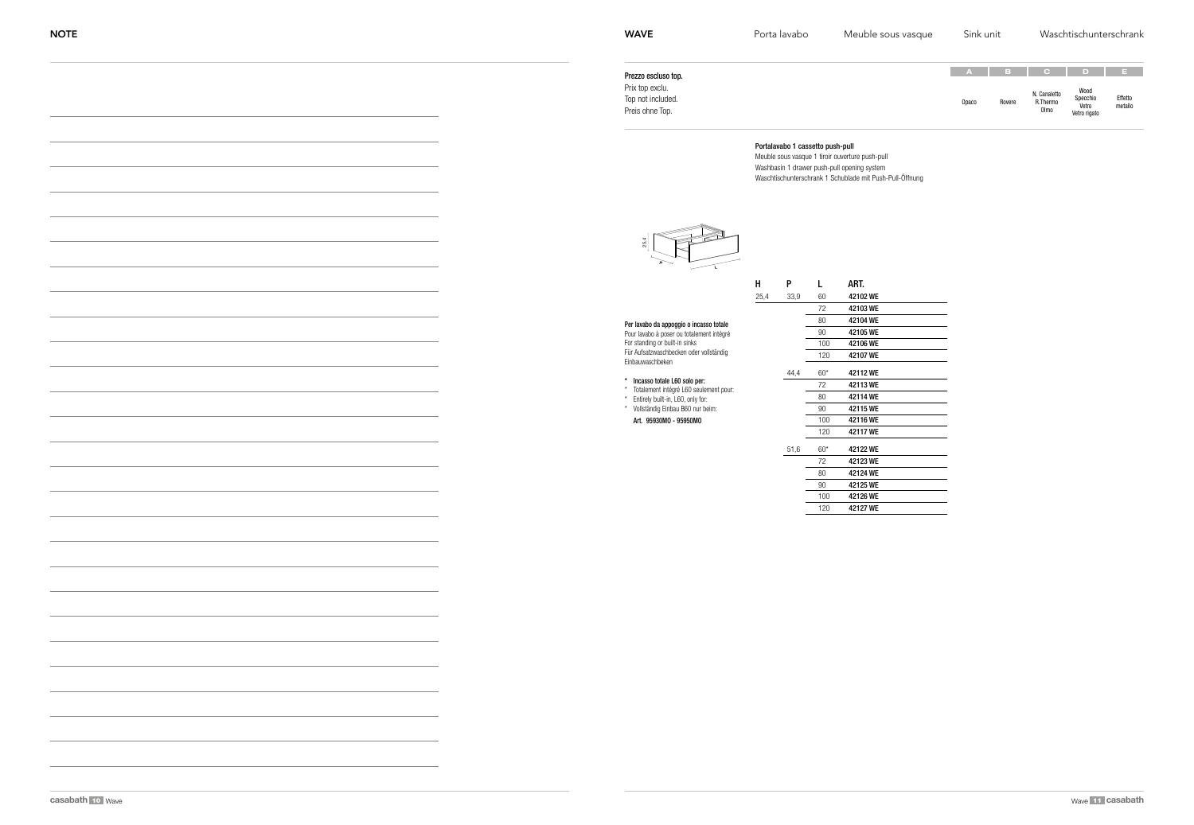## NOTE

## WAVE

Porta lavabo — Meuble sous vasque — Sink unit — Waschtischunterschrank

**Prezzo escluso top.**
Prix top exclu.
Top not included.
Preis ohne Top.

| A | B | C | D | E |
|---|---|---|---|---|
| Opaco | Rovere | N. Canaletto R.Thermo Olmo | Wood Specchio Vetro Vetro rigato | Effetto metallo |

**Portalavabo 1 cassetto push-pull**
Meuble sous vasque 1 tiroir ouverture push-pull
Washbasin 1 drawer push-pull opening system
Waschtischunterschrank 1 Schublade mit Push-Pull-Öffnung

**Per lavabo da appoggio o incasso totale**
Pour lavabo à poser ou totalement intégré
For standing or built-in sinks
Für Aufsatzwaschbecken oder vollständig Einbauwaschbeken

* **Incasso totale L60 solo per:**
* Totalement intégré L60 seulement pour:
* Entirely built-in, L60, only for:
* Vollständig Einbau B60 nur beim:

**Art. 95930MO - 95950MO**

| H | P | L | ART. |
|---|---|---|---|
| 25,4 | 33,9 | 60 | **42102 WE** |
| | | 72 | **42103 WE** |
| | | 80 | **42104 WE** |
| | | 90 | **42105 WE** |
| | | 100 | **42106 WE** |
| | | 120 | **42107 WE** |
| | 44,4 | 60* | **42112 WE** |
| | | 72 | **42113 WE** |
| | | 80 | **42114 WE** |
| | | 90 | **42115 WE** |
| | | 100 | **42116 WE** |
| | | 120 | **42117 WE** |
| | 51,6 | 60* | **42122 WE** |
| | | 72 | **42123 WE** |
| | | 80 | **42124 WE** |
| | | 90 | **42125 WE** |
| | | 100 | **42126 WE** |
| | | 120 | **42127 WE** |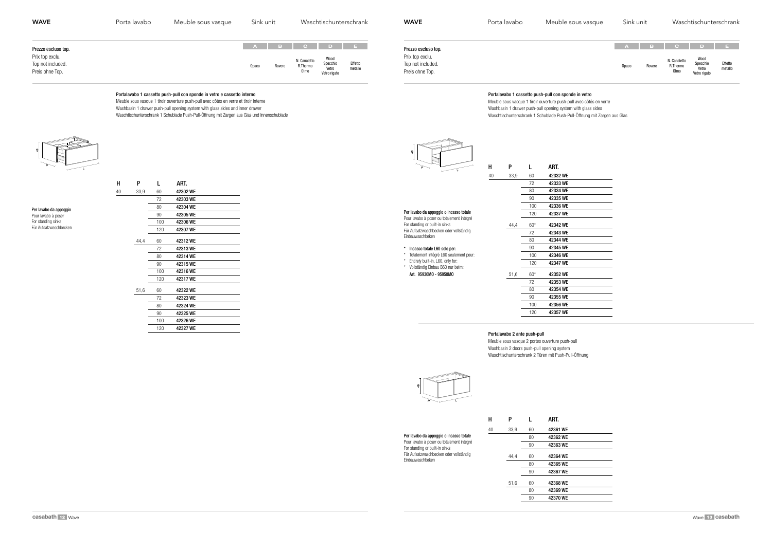# WAVE

Porta lavabo | Meuble sous vasque | Sink unit | Waschtischunterschrank

**Prezzo escluso top.**
Prix top exclu.
Top not included.
Preis ohne Top.

| A | B | C | D | E |
|---|---|---|---|---|
| Opaco | Rovere | N. Canaletto R.Thermo Olmo | Wood Specchio Vetro Vetro rigato | Effetto metallo |

**Portalavabo 1 cassetto push-pull con sponde in vetro e cassetto interno**
Meuble sous vasque 1 tiroir ouverture push-pull avec côtés en verre et tiroir interne
Washbasin 1 drawer push-pull opening system with glass sides and inner drawer
Waschtischunterschrank 1 Schublade Push-Pull-Öffnung mit Zargen aus Glas und Innenschublade

**Per lavabo da appoggio**
Pour lavabo à poser
For standing sinks
Für Aufsatzwaschbecken

| H | P | L | ART. |
|---|---|---|---|
| 40 | 33,9 | 60 | 42302 WE |
| | | 72 | 42303 WE |
| | | 80 | 42304 WE |
| | | 90 | 42305 WE |
| | | 100 | 42306 WE |
| | | 120 | 42307 WE |
| | 44,4 | 60 | 42312 WE |
| | | 72 | 42313 WE |
| | | 80 | 42314 WE |
| | | 90 | 42315 WE |
| | | 100 | 42316 WE |
| | | 120 | 42317 WE |
| | 51,6 | 60 | 42322 WE |
| | | 72 | 42323 WE |
| | | 80 | 42324 WE |
| | | 90 | 42325 WE |
| | | 100 | 42326 WE |
| | | 120 | 42327 WE |

# WAVE

Porta lavabo | Meuble sous vasque | Sink unit | Waschtischunterschrank

**Prezzo escluso top.**
Prix top exclu.
Top not included.
Preis ohne Top.

| A | B | C | D | E |
|---|---|---|---|---|
| Opaco | Rovere | N. Canaletto R.Thermo Olmo | Wood Specchio Vetro Vetro rigato | Effetto metallo |

**Portalavabo 1 cassetto push-pull con sponde in vetro**
Meuble sous vasque 1 tiroir ouverture push-pull avec côtés en verre
Washbasin 1 drawer push-pull opening system with glass sides
Waschtischunterschrank 1 Schublade Push-Pull-Öffnung mit Zargen aus Glas

**Per lavabo da appoggio o incasso totale**
Pour lavabo à poser ou totalement intégré
For standing or built-in sinks
Für Aufsatzwaschbecken oder vollständig Einbauwaschbeken

\* **Incasso totale L60 solo per:**
\* Totalement intégré L60 seulement pour:
\* Entirely built-in, L60, only for:
\* Vollständig Einbau B60 nur beim:
**Art. 95930MO - 95950MO**

| H | P | L | ART. |
|---|---|---|---|
| 40 | 33,9 | 60 | 42332 WE |
| | | 72 | 42333 WE |
| | | 80 | 42334 WE |
| | | 90 | 42335 WE |
| | | 100 | 42336 WE |
| | | 120 | 42337 WE |
| | 44,4 | 60* | 42342 WE |
| | | 72 | 42343 WE |
| | | 80 | 42344 WE |
| | | 90 | 42345 WE |
| | | 100 | 42346 WE |
| | | 120 | 42347 WE |
| | 51,6 | 60* | 42352 WE |
| | | 72 | 42353 WE |
| | | 80 | 42354 WE |
| | | 90 | 42355 WE |
| | | 100 | 42356 WE |
| | | 120 | 42357 WE |

**Portalavabo 2 ante push-pull**
Meuble sous vasque 2 portes ouverture push-pull
Washbasin 2 doors push-pull opening system
Waschtischunterschrank 2 Türen mit Push-Pull-Öffnung

**Per lavabo da appoggio o incasso totale**
Pour lavabo à poser ou totalement intégré
For standing or built-in sinks
Für Aufsatzwaschbecken oder vollständig Einbauwaschbeken

| H | P | L | ART. |
|---|---|---|---|
| 40 | 33,9 | 60 | 42361 WE |
| | | 80 | 42362 WE |
| | | 90 | 42363 WE |
| | 44,4 | 60 | 42364 WE |
| | | 80 | 42365 WE |
| | | 90 | 42367 WE |
| | 51,6 | 60 | 42368 WE |
| | | 80 | 42369 WE |
| | | 90 | 42370 WE |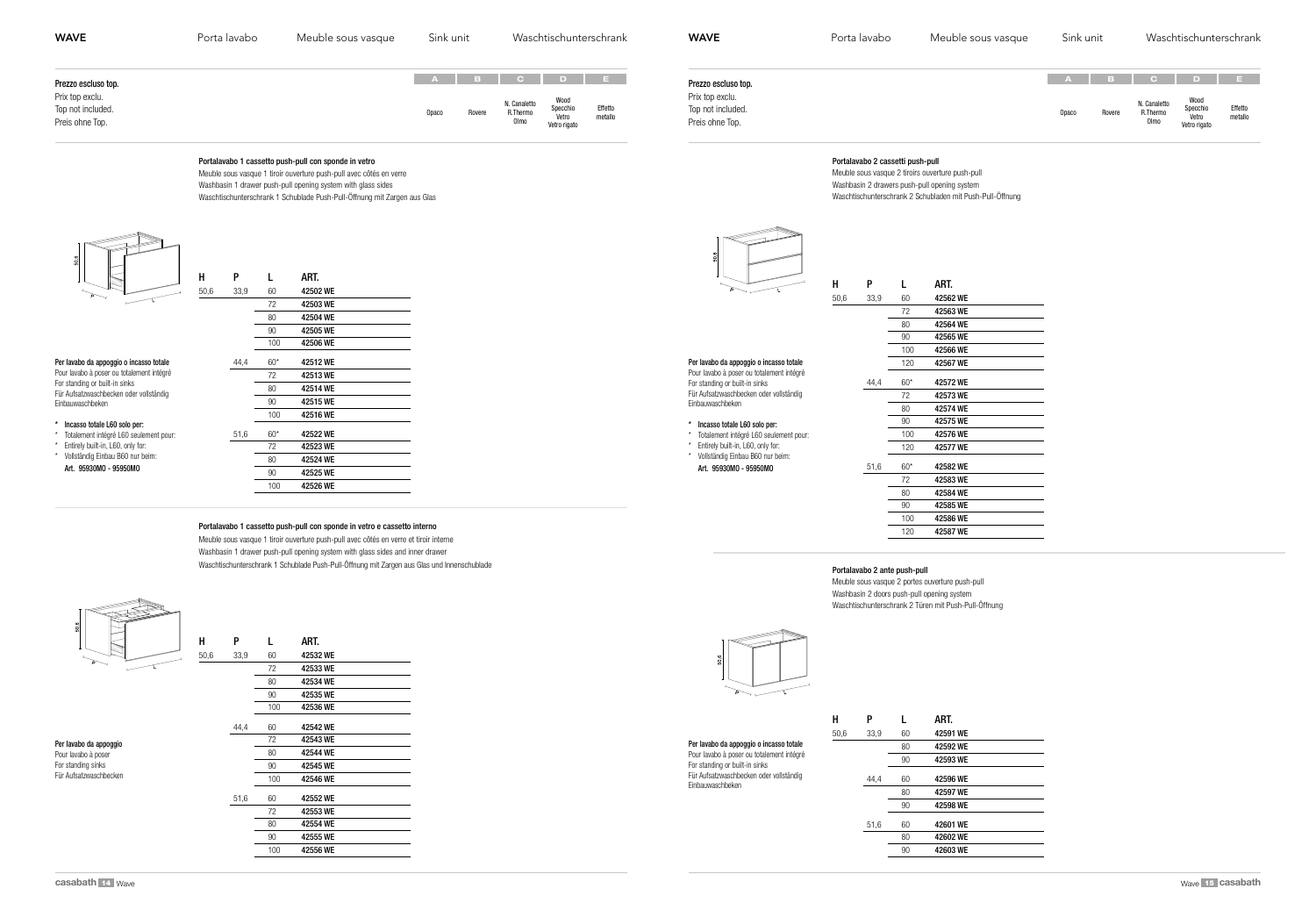## WAVE

Porta lavabo — Meuble sous vasque — Sink unit — Waschtischunterschrank

**Prezzo escluso top.**
Prix top exclu.
Top not included.
Preis ohne Top.

| A | B | C | D | E |
|---|---|---|---|---|
| Opaco | Rovere | N. Canaletto R.Thermo Olmo | Wood Specchio Vetro Vetro rigato | Effetto metallo |

### Portalavabo 1 cassetto push-pull con sponde in vetro

Meuble sous vasque 1 tiroir ouverture push-pull avec côtés en verre
Washbasin 1 drawer push-pull opening system with glass sides
Waschtischunterschrank 1 Schublade Push-Pull-Öffnung mit Zargen aus Glas

**Per lavabo da appoggio o incasso totale**
Pour lavabo à poser ou totalement intégré
For standing or built-in sinks
Für Aufsatzwaschbecken oder vollständig Einbauwaschbeken

- \* **Incasso totale L60 solo per:**
- \* Totalement intégré L60 seulement pour:
- \* Entirely built-in, L60, only for:
- \* Vollständig Einbau B60 nur beim:

**Art. 95930MO - 95950MO**

| H | P | L | ART. |
|---|---|---|---|
| 50,6 | 33,9 | 60 | 42502 WE |
| | | 72 | 42503 WE |
| | | 80 | 42504 WE |
| | | 90 | 42505 WE |
| | | 100 | 42506 WE |
| | 44,4 | 60* | 42512 WE |
| | | 72 | 42513 WE |
| | | 80 | 42514 WE |
| | | 90 | 42515 WE |
| | | 100 | 42516 WE |
| | 51,6 | 60* | 42522 WE |
| | | 72 | 42523 WE |
| | | 80 | 42524 WE |
| | | 90 | 42525 WE |
| | | 100 | 42526 WE |

### Portalavabo 1 cassetto push-pull con sponde in vetro e cassetto interno

Meuble sous vasque 1 tiroir ouverture push-pull avec côtés en verre et tiroir interne
Washbasin 1 drawer push-pull opening system with glass sides and inner drawer
Waschtischunterschrank 1 Schublade Push-Pull-Öffnung mit Zargen aus Glas und Innenschublade

**Per lavabo da appoggio**
Pour lavabo à poser
For standing sinks
Für Aufsatzwaschbecken

| H | P | L | ART. |
|---|---|---|---|
| 50,6 | 33,9 | 60 | 42532 WE |
| | | 72 | 42533 WE |
| | | 80 | 42534 WE |
| | | 90 | 42535 WE |
| | | 100 | 42536 WE |
| | 44,4 | 60 | 42542 WE |
| | | 72 | 42543 WE |
| | | 80 | 42544 WE |
| | | 90 | 42545 WE |
| | | 100 | 42546 WE |
| | 51,6 | 60 | 42552 WE |
| | | 72 | 42553 WE |
| | | 80 | 42554 WE |
| | | 90 | 42555 WE |
| | | 100 | 42556 WE |

## WAVE

Porta lavabo — Meuble sous vasque — Sink unit — Waschtischunterschrank

**Prezzo escluso top.**
Prix top exclu.
Top not included.
Preis ohne Top.

| A | B | C | D | E |
|---|---|---|---|---|
| Opaco | Rovere | N. Canaletto R.Thermo Olmo | Wood Specchio Vetro Vetro rigato | Effetto metallo |

### Portalavabo 2 cassetti push-pull

Meuble sous vasque 2 tiroirs ouverture push-pull
Washbasin 2 drawers push-pull opening system
Waschtischunterschrank 2 Schubladen mit Push-Pull-Öffnung

**Per lavabo da appoggio o incasso totale**
Pour lavabo à poser ou totalement intégré
For standing or built-in sinks
Für Aufsatzwaschbecken oder vollständig Einbauwaschbeken

- \* **Incasso totale L60 solo per:**
- \* Totalement intégré L60 seulement pour:
- \* Entirely built-in, L60, only for:
- \* Vollständig Einbau B60 nur beim:

**Art. 95930MO - 95950MO**

| H | P | L | ART. |
|---|---|---|---|
| 50,6 | 33,9 | 60 | 42562 WE |
| | | 72 | 42563 WE |
| | | 80 | 42564 WE |
| | | 90 | 42565 WE |
| | | 100 | 42566 WE |
| | | 120 | 42567 WE |
| | 44,4 | 60* | 42572 WE |
| | | 72 | 42573 WE |
| | | 80 | 42574 WE |
| | | 90 | 42575 WE |
| | | 100 | 42576 WE |
| | | 120 | 42577 WE |
| | 51,6 | 60* | 42582 WE |
| | | 72 | 42583 WE |
| | | 80 | 42584 WE |
| | | 90 | 42585 WE |
| | | 100 | 42586 WE |
| | | 120 | 42587 WE |

### Portalavabo 2 ante push-pull

Meuble sous vasque 2 portes ouverture push-pull
Washbasin 2 doors push-pull opening system
Waschtischunterschrank 2 Türen mit Push-Pull-Öffnung

**Per lavabo da appoggio o incasso totale**
Pour lavabo à poser ou totalement intégré
For standing or built-in sinks
Für Aufsatzwaschbecken oder vollständig Einbauwaschbeken

| H | P | L | ART. |
|---|---|---|---|
| 50,6 | 33,9 | 60 | 42591 WE |
| | | 80 | 42592 WE |
| | | 90 | 42593 WE |
| | 44,4 | 60 | 42596 WE |
| | | 80 | 42597 WE |
| | | 90 | 42598 WE |
| | 51,6 | 60 | 42601 WE |
| | | 80 | 42602 WE |
| | | 90 | 42603 WE |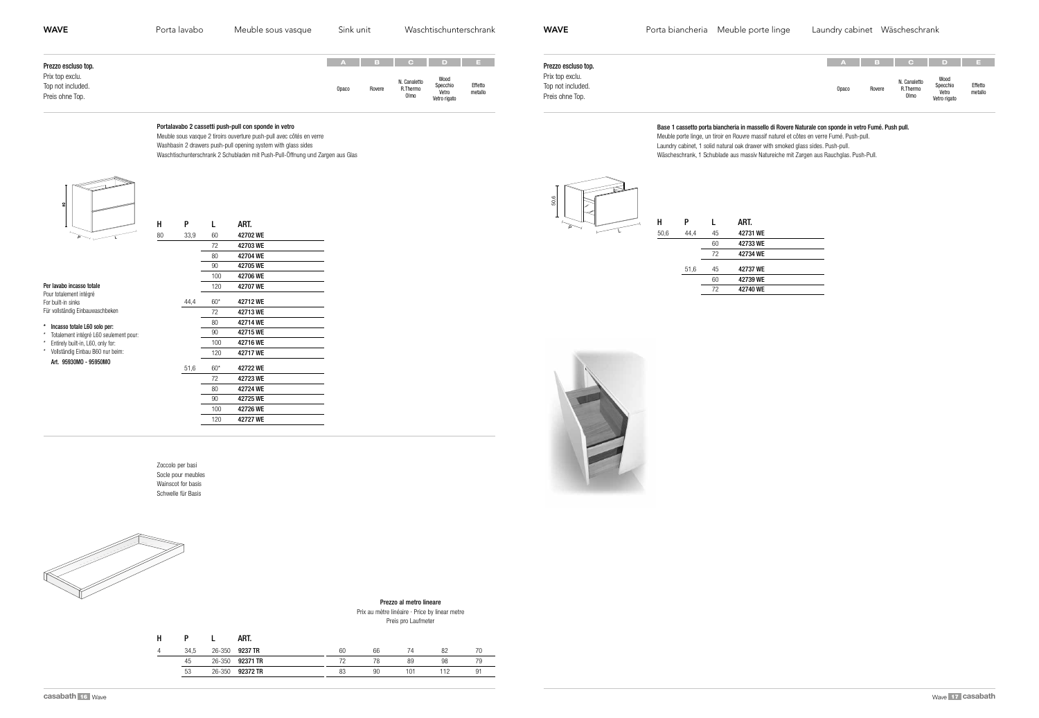## WAVE

Porta lavabo | Meuble sous vasque | Sink unit | Waschtischunterschrank

**Prezzo escluso top.**
Prix top exclu.
Top not included.
Preis ohne Top.

| A | B | C | D | E |
|---|---|---|---|---|
| Opaco | Rovere | N. Canaletto R.Thermo Olmo | Wood Specchio Vetro Vetro rigato | Effetto metallo |

**Portalavabo 2 cassetti push-pull con sponde in vetro**
Meuble sous vasque 2 tiroirs ouverture push-pull avec côtés en verre
Washbasin 2 drawers push-pull opening system with glass sides
Waschtischunterschrank 2 Schubladen mit Push-Pull-Öffnung und Zargen aus Glas

| H | P | L | ART. |
|---|---|---|---|
| 80 | 33,9 | 60 | **42702 WE** |
| | | 72 | **42703 WE** |
| | | 80 | **42704 WE** |
| | | 90 | **42705 WE** |
| | | 100 | **42706 WE** |
| | | 120 | **42707 WE** |
| | 44,4 | 60* | **42712 WE** |
| | | 72 | **42713 WE** |
| | | 80 | **42714 WE** |
| | | 90 | **42715 WE** |
| | | 100 | **42716 WE** |
| | | 120 | **42717 WE** |
| | 51,6 | 60* | **42722 WE** |
| | | 72 | **42723 WE** |
| | | 80 | **42724 WE** |
| | | 90 | **42725 WE** |
| | | 100 | **42726 WE** |
| | | 120 | **42727 WE** |

**Per lavabo incasso totale**
Pour totalement intégré
For built-in sinks
Für vollständig Einbauwaschbecken

- \* **Incasso totale L60 solo per:**
- \* Totalement intégré L60 seulement pour:
- \* Entirely built-in, L60, only for:
- \* Vollständig Einbau B60 nur beim:

**Art. 95930MO - 95950MO**

Zoccolo per basi
Socle pour meubles
Wainscot for basis
Schwelle für Basis

**Prezzo al metro lineare**
Prix au mètre linéaire · Price by linear metre
Preis pro Laufmeter

| H | P | L | ART. | A | B | C | D | E |
|---|---|---|---|---|---|---|---|---|
| 4 | 34,5 | 26-350 | **9237 TR** | 60 | 66 | 74 | 82 | 70 |
| | 45 | 26-350 | **92371 TR** | 72 | 78 | 89 | 98 | 79 |
| | 53 | 26-350 | **92372 TR** | 83 | 90 | 101 | 112 | 91 |

## WAVE

Porta biancheria | Meuble porte linge | Laundry cabinet | Wäscheschrank

**Prezzo escluso top.**
Prix top exclu.
Top not included.
Preis ohne Top.

| A | B | C | D | E |
|---|---|---|---|---|
| Opaco | Rovere | N. Canaletto R.Thermo Olmo | Wood Specchio Vetro Vetro rigato | Effetto metallo |

**Base 1 cassetto porta biancheria in massello di Rovere Naturale con sponde in vetro Fumé. Push pull.**
Meuble porte linge, un tiroir en Rouvre massif naturel et côtes en verre Fumé. Push-pull.
Laundry cabinet, 1 solid natural oak drawer with smoked glass sides. Push-pull.
Wäscheschrank, 1 Schublade aus massiv Natureiche mit Zargen aus Rauchglas. Push-Pull.

| H | P | L | ART. |
|---|---|---|---|
| 50,6 | 44,4 | 45 | **42731 WE** |
| | | 60 | **42733 WE** |
| | | 72 | **42734 WE** |
| | 51,6 | 45 | **42737 WE** |
| | | 60 | **42739 WE** |
| | | 72 | **42740 WE** |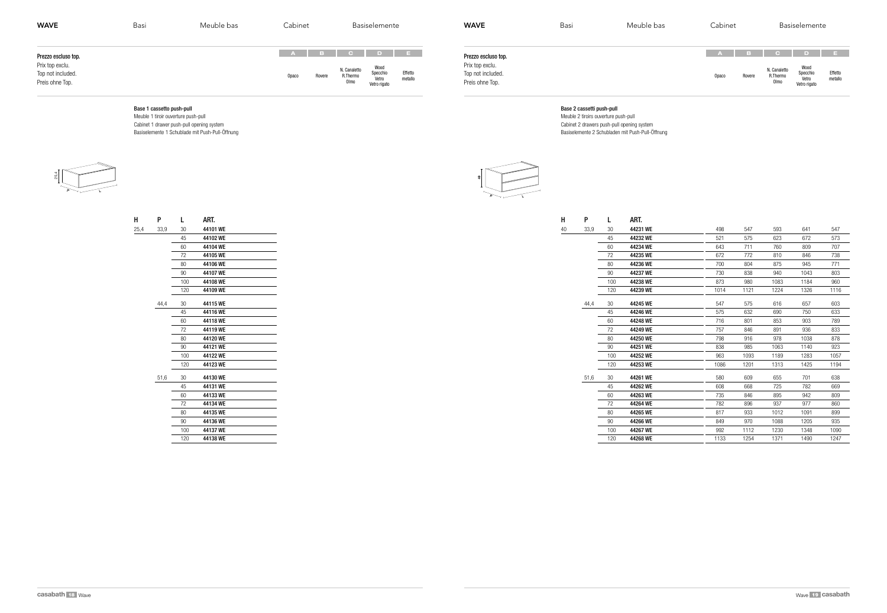# WAVE

Basi | Meuble bas | Cabinet | Basiselemente

**Prezzo escluso top.**
Prix top exclu.
Top not included.
Preis ohne Top.

| A | B | C | D | E |
|---|---|---|---|---|
| Opaco | Rovere | N. Canaletto R.Thermo Olmo | Wood Specchio Vetro Vetro rigato | Effetto metallo |

### Base 1 cassetto push-pull

Meuble 1 tiroir ouverture push-pull
Cabinet 1 drawer push-pull opening system
Basiselemente 1 Schublade mit Push-Pull-Öffnung

| H | P | L | ART. |
|---|---|---|---|
| 25,4 | 33,9 | 30 | 44101 WE |
| | | 45 | 44102 WE |
| | | 60 | 44104 WE |
| | | 72 | 44105 WE |
| | | 80 | 44106 WE |
| | | 90 | 44107 WE |
| | | 100 | 44108 WE |
| | | 120 | 44109 WE |
| | 44,4 | 30 | 44115 WE |
| | | 45 | 44116 WE |
| | | 60 | 44118 WE |
| | | 72 | 44119 WE |
| | | 80 | 44120 WE |
| | | 90 | 44121 WE |
| | | 100 | 44122 WE |
| | | 120 | 44123 WE |
| | 51,6 | 30 | 44130 WE |
| | | 45 | 44131 WE |
| | | 60 | 44133 WE |
| | | 72 | 44134 WE |
| | | 80 | 44135 WE |
| | | 90 | 44136 WE |
| | | 100 | 44137 WE |
| | | 120 | 44138 WE |

# WAVE

Basi | Meuble bas | Cabinet | Basiselemente

**Prezzo escluso top.**
Prix top exclu.
Top not included.
Preis ohne Top.

### Base 2 cassetti push-pull

Meuble 2 tiroirs ouverture push-pull
Cabinet 2 drawers push-pull opening system
Basiselemente 2 Schubladen mit Push-Pull-Öffnung

| H | P | L | ART. | A Opaco | B Rovere | C N. Canaletto R.Thermo Olmo | D Wood Specchio Vetro Vetro rigato | E Effetto metallo |
|---|---|---|---|---|---|---|---|---|
| 40 | 33,9 | 30 | 44231 WE | 498 | 547 | 593 | 641 | 547 |
| | | 45 | 44232 WE | 521 | 575 | 623 | 672 | 573 |
| | | 60 | 44234 WE | 643 | 711 | 760 | 809 | 707 |
| | | 72 | 44235 WE | 672 | 772 | 810 | 846 | 738 |
| | | 80 | 44236 WE | 700 | 804 | 875 | 945 | 771 |
| | | 90 | 44237 WE | 730 | 838 | 940 | 1043 | 803 |
| | | 100 | 44238 WE | 873 | 980 | 1083 | 1184 | 960 |
| | | 120 | 44239 WE | 1014 | 1121 | 1224 | 1326 | 1116 |
| | 44,4 | 30 | 44245 WE | 547 | 575 | 616 | 657 | 603 |
| | | 45 | 44246 WE | 575 | 632 | 690 | 750 | 633 |
| | | 60 | 44248 WE | 716 | 801 | 853 | 903 | 789 |
| | | 72 | 44249 WE | 757 | 846 | 891 | 936 | 833 |
| | | 80 | 44250 WE | 798 | 916 | 978 | 1038 | 878 |
| | | 90 | 44251 WE | 838 | 985 | 1063 | 1140 | 923 |
| | | 100 | 44252 WE | 963 | 1093 | 1189 | 1283 | 1057 |
| | | 120 | 44253 WE | 1086 | 1201 | 1313 | 1425 | 1194 |
| | 51,6 | 30 | 44261 WE | 580 | 609 | 655 | 701 | 638 |
| | | 45 | 44262 WE | 608 | 668 | 725 | 782 | 669 |
| | | 60 | 44263 WE | 735 | 846 | 895 | 942 | 809 |
| | | 72 | 44264 WE | 782 | 896 | 937 | 977 | 860 |
| | | 80 | 44265 WE | 817 | 933 | 1012 | 1091 | 899 |
| | | 90 | 44266 WE | 849 | 970 | 1088 | 1205 | 935 |
| | | 100 | 44267 WE | 992 | 1112 | 1230 | 1348 | 1090 |
| | | 120 | 44268 WE | 1133 | 1254 | 1371 | 1490 | 1247 |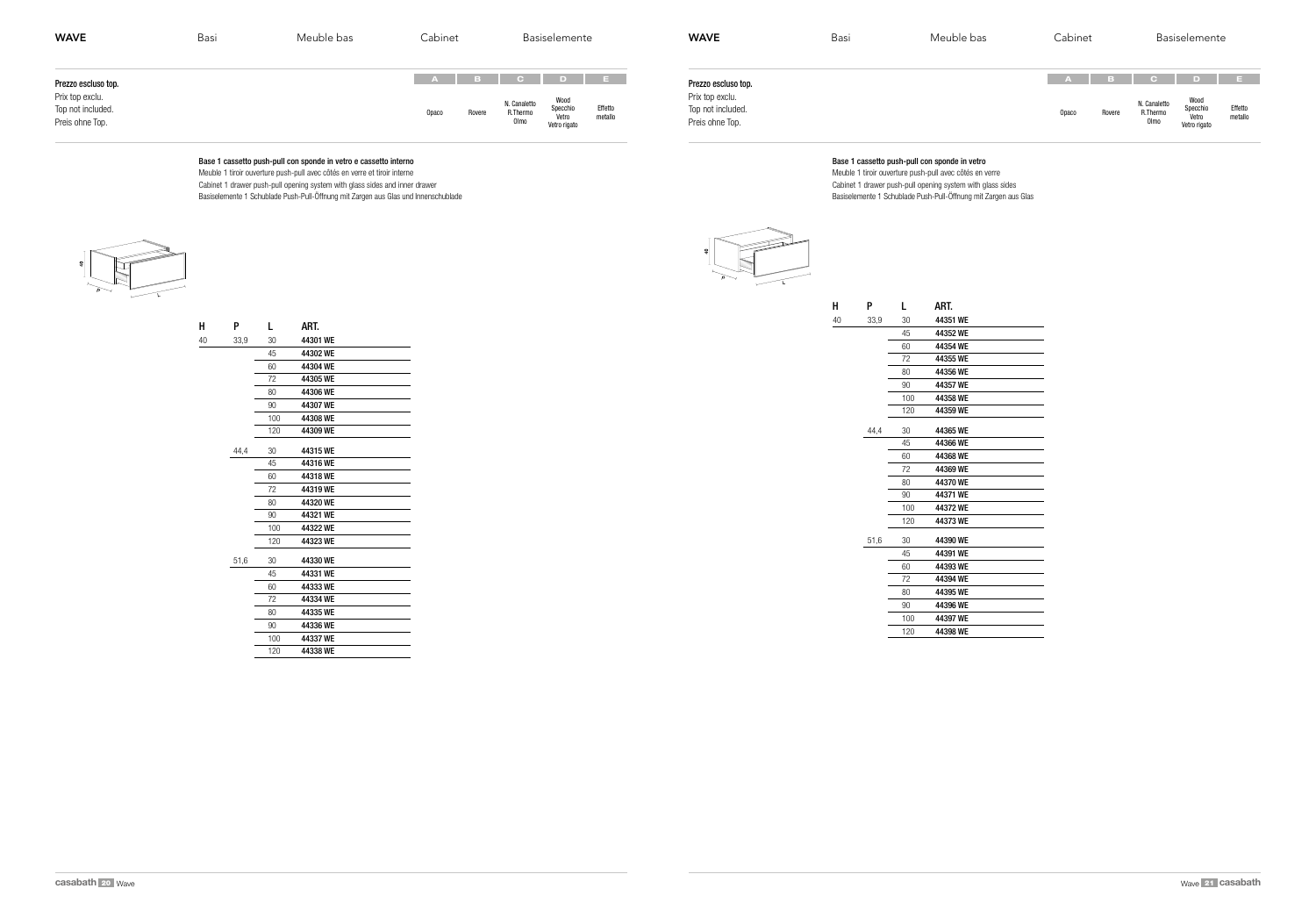**Prezzo escluso top.**
Prix top exclu.
Top not included.
Preis ohne Top.

| A | B | C | D | E |
|---|---|---|---|---|
| Opaco | Rovere | N. Canaletto R.Thermo Olmo | Wood Specchio Vetro Vetro rigato | Effetto metallo |

**Base 1 cassetto push-pull con sponde in vetro e cassetto interno**
Meuble 1 tiroir ouverture push-pull avec côtés en verre et tiroir interne
Cabinet 1 drawer push-pull opening system with glass sides and inner drawer
Basiselemente 1 Schublade Push-Pull-Öffnung mit Zargen aus Glas und Innenschublade

| H | P | L | ART. |
|---|---|---|---|
| 40 | 33,9 | 30 | 44301 WE |
| | | 45 | 44302 WE |
| | | 60 | 44304 WE |
| | | 72 | 44305 WE |
| | | 80 | 44306 WE |
| | | 90 | 44307 WE |
| | | 100 | 44308 WE |
| | | 120 | 44309 WE |
| | 44,4 | 30 | 44315 WE |
| | | 45 | 44316 WE |
| | | 60 | 44318 WE |
| | | 72 | 44319 WE |
| | | 80 | 44320 WE |
| | | 90 | 44321 WE |
| | | 100 | 44322 WE |
| | | 120 | 44323 WE |
| | 51,6 | 30 | 44330 WE |
| | | 45 | 44331 WE |
| | | 60 | 44333 WE |
| | | 72 | 44334 WE |
| | | 80 | 44335 WE |
| | | 90 | 44336 WE |
| | | 100 | 44337 WE |
| | | 120 | 44338 WE |

**Prezzo escluso top.**
Prix top exclu.
Top not included.
Preis ohne Top.

| A | B | C | D | E |
|---|---|---|---|---|
| Opaco | Rovere | N. Canaletto R.Thermo Olmo | Wood Specchio Vetro Vetro rigato | Effetto metallo |

**Base 1 cassetto push-pull con sponde in vetro**
Meuble 1 tiroir ouverture push-pull avec côtés en verre
Cabinet 1 drawer push-pull opening system with glass sides
Basiselemente 1 Schublade Push-Pull-Öffnung mit Zargen aus Glas

| H | P | L | ART. |
|---|---|---|---|
| 40 | 33,9 | 30 | 44351 WE |
| | | 45 | 44352 WE |
| | | 60 | 44354 WE |
| | | 72 | 44355 WE |
| | | 80 | 44356 WE |
| | | 90 | 44357 WE |
| | | 100 | 44358 WE |
| | | 120 | 44359 WE |
| | 44,4 | 30 | 44365 WE |
| | | 45 | 44366 WE |
| | | 60 | 44368 WE |
| | | 72 | 44369 WE |
| | | 80 | 44370 WE |
| | | 90 | 44371 WE |
| | | 100 | 44372 WE |
| | | 120 | 44373 WE |
| | 51,6 | 30 | 44390 WE |
| | | 45 | 44391 WE |
| | | 60 | 44393 WE |
| | | 72 | 44394 WE |
| | | 80 | 44395 WE |
| | | 90 | 44396 WE |
| | | 100 | 44397 WE |
| | | 120 | 44398 WE |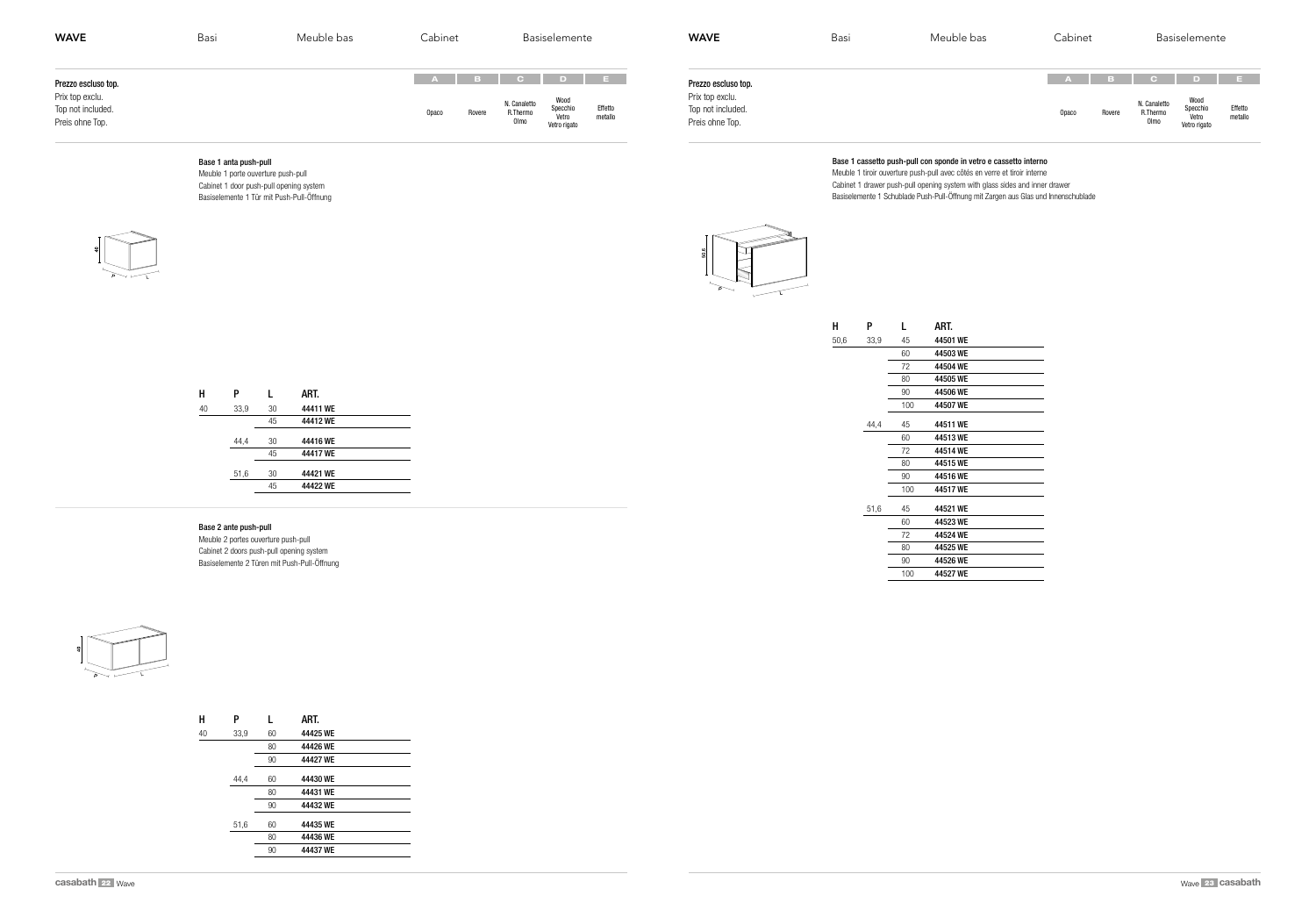## Basi / Meuble bas / Cabinet / Basiselemente

Prezzo escluso top.
Prix top exclu.
Top not included.
Preis ohne Top.

| A | B | C | D | E |
|---|---|---|---|---|
| Opaco | Rovere | N. Canaletto R.Thermo Olmo | Wood Specchio Vetro Vetro rigato | Effetto metallo |

### Base 1 anta push-pull

Meuble 1 porte ouverture push-pull
Cabinet 1 door push-pull opening system
Basiselemente 1 Tür mit Push-Pull-Öffnung

| H | P | L | ART. |
|---|---|---|---|
| 40 | 33,9 | 30 | **44411 WE** |
| | | 45 | **44412 WE** |
| | 44,4 | 30 | **44416 WE** |
| | | 45 | **44417 WE** |
| | 51,6 | 30 | **44421 WE** |
| | | 45 | **44422 WE** |

### Base 2 ante push-pull

Meuble 2 portes ouverture push-pull
Cabinet 2 doors push-pull opening system
Basiselemente 2 Türen mit Push-Pull-Öffnung

| H | P | L | ART. |
|---|---|---|---|
| 40 | 33,9 | 60 | **44425 WE** |
| | | 80 | **44426 WE** |
| | | 90 | **44427 WE** |
| | 44,4 | 60 | **44430 WE** |
| | | 80 | **44431 WE** |
| | | 90 | **44432 WE** |
| | 51,6 | 60 | **44435 WE** |
| | | 80 | **44436 WE** |
| | | 90 | **44437 WE** |

## Basi / Meuble bas / Cabinet / Basiselemente

Prezzo escluso top.
Prix top exclu.
Top not included.
Preis ohne Top.

| A | B | C | D | E |
|---|---|---|---|---|
| Opaco | Rovere | N. Canaletto R.Thermo Olmo | Wood Specchio Vetro Vetro rigato | Effetto metallo |

### Base 1 cassetto push-pull con sponde in vetro e cassetto interno

Meuble 1 tiroir ouverture push-pull avec côtés en verre et tiroir interne
Cabinet 1 drawer push-pull opening system with glass sides and inner drawer
Basiselemente 1 Schublade Push-Pull-Öffnung mit Zargen aus Glas und Innenschublade

| H | P | L | ART. |
|---|---|---|---|
| 50,6 | 33,9 | 45 | **44501 WE** |
| | | 60 | **44503 WE** |
| | | 72 | **44504 WE** |
| | | 80 | **44505 WE** |
| | | 90 | **44506 WE** |
| | | 100 | **44507 WE** |
| | 44,4 | 45 | **44511 WE** |
| | | 60 | **44513 WE** |
| | | 72 | **44514 WE** |
| | | 80 | **44515 WE** |
| | | 90 | **44516 WE** |
| | | 100 | **44517 WE** |
| | 51,6 | 45 | **44521 WE** |
| | | 60 | **44523 WE** |
| | | 72 | **44524 WE** |
| | | 80 | **44525 WE** |
| | | 90 | **44526 WE** |
| | | 100 | **44527 WE** |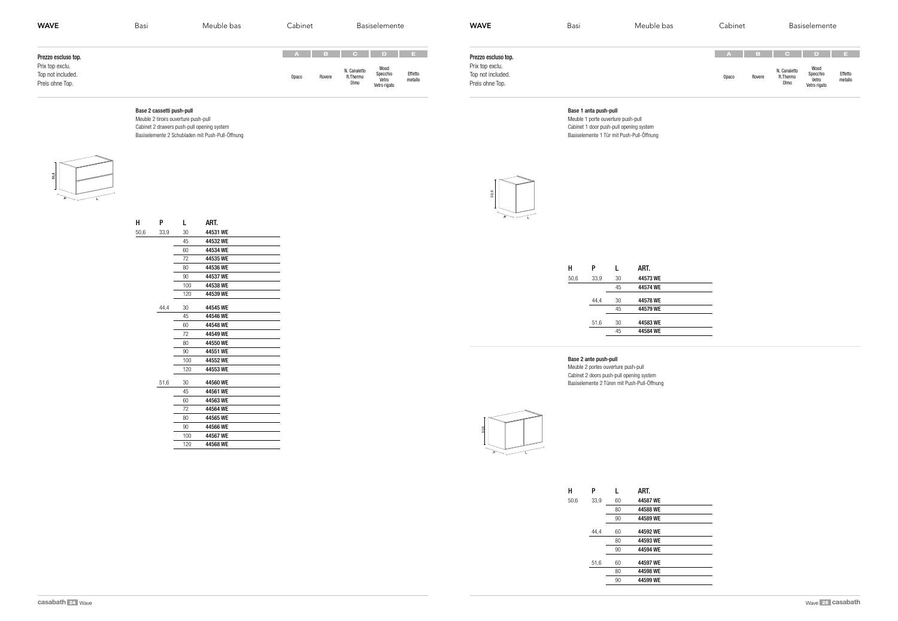# WAVE

Basi | Meuble bas | Cabinet | Basiselemente

**Prezzo escluso top.**
Prix top exclu.
Top not included.
Preis ohne Top.

| A | B | C | D | E |
|---|---|---|---|---|
| Opaco | Rovere | N. Canaletto R.Thermo Olmo | Wood Specchio Vetro Vetro rigato | Effetto metallo |

### Base 2 cassetti push-pull

Meuble 2 tiroirs ouverture push-pull
Cabinet 2 drawers push-pull opening system
Basiselemente 2 Schubladen mit Push-Pull-Öffnung

| H | P | L | ART. |
|---|---|---|---|
| 50,6 | 33,9 | 30 | **44531 WE** |
| | | 45 | **44532 WE** |
| | | 60 | **44534 WE** |
| | | 72 | **44535 WE** |
| | | 80 | **44536 WE** |
| | | 90 | **44537 WE** |
| | | 100 | **44538 WE** |
| | | 120 | **44539 WE** |
| | 44,4 | 30 | **44545 WE** |
| | | 45 | **44546 WE** |
| | | 60 | **44548 WE** |
| | | 72 | **44549 WE** |
| | | 80 | **44550 WE** |
| | | 90 | **44551 WE** |
| | | 100 | **44552 WE** |
| | | 120 | **44553 WE** |
| | 51,6 | 30 | **44560 WE** |
| | | 45 | **44561 WE** |
| | | 60 | **44563 WE** |
| | | 72 | **44564 WE** |
| | | 80 | **44565 WE** |
| | | 90 | **44566 WE** |
| | | 100 | **44567 WE** |
| | | 120 | **44568 WE** |

# WAVE

Basi | Meuble bas | Cabinet | Basiselemente

**Prezzo escluso top.**
Prix top exclu.
Top not included.
Preis ohne Top.

| A | B | C | D | E |
|---|---|---|---|---|
| Opaco | Rovere | N. Canaletto R.Thermo Olmo | Wood Specchio Vetro Vetro rigato | Effetto metallo |

### Base 1 anta push-pull

Meuble 1 porte ouverture push-pull
Cabinet 1 door push-pull opening system
Basiselemente 1 Tür mit Push-Pull-Öffnung

| H | P | L | ART. |
|---|---|---|---|
| 50,6 | 33,9 | 30 | **44573 WE** |
| | | 45 | **44574 WE** |
| | 44,4 | 30 | **44578 WE** |
| | | 45 | **44579 WE** |
| | 51,6 | 30 | **44583 WE** |
| | | 45 | **44584 WE** |

### Base 2 ante push-pull

Meuble 2 portes ouverture push-pull
Cabinet 2 doors push-pull opening system
Basiselemente 2 Türen mit Push-Pull-Öffnung

| H | P | L | ART. |
|---|---|---|---|
| 50,6 | 33,9 | 60 | **44587 WE** |
| | | 80 | **44588 WE** |
| | | 90 | **44589 WE** |
| | 44,4 | 60 | **44592 WE** |
| | | 80 | **44593 WE** |
| | | 90 | **44594 WE** |
| | 51,6 | 60 | **44597 WE** |
| | | 80 | **44598 WE** |
| | | 90 | **44599 WE** |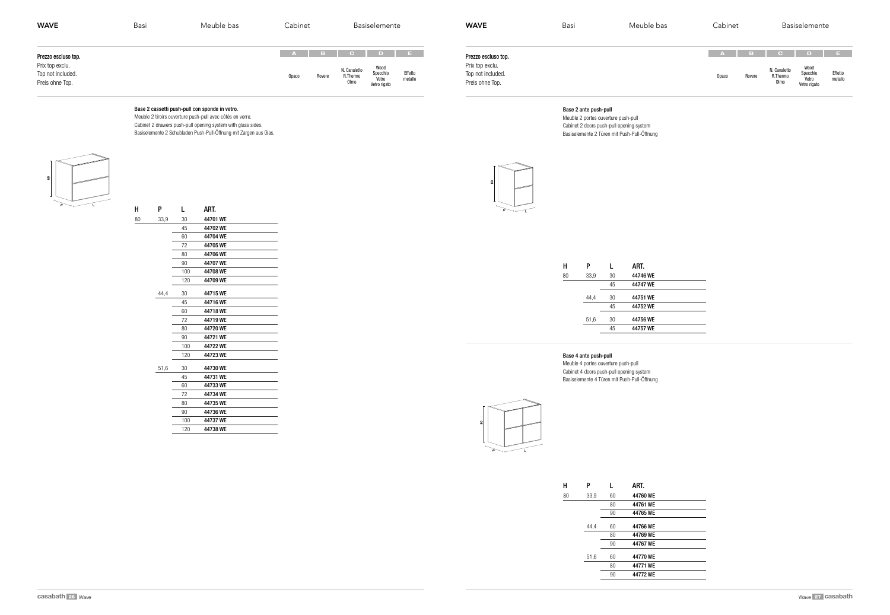# WAVE

Basi | Meuble bas | Cabinet | Basiselemente

**Prezzo escluso top.**
Prix top exclu.
Top not included.
Preis ohne Top.

| A | B | C | D | E |
|---|---|---|---|---|
| Opaco | Rovere | N. Canaletto R.Thermo Olmo | Wood Specchio Vetro Vetro rigato | Effetto metallo |

**Base 2 cassetti push-pull con sponde in vetro.**
Meuble 2 tiroirs ouverture push-pull avec côtés en verre.
Cabinet 2 drawers push-pull opening system with glass sides.
Basiselemente 2 Schubladen Push-Pull-Öffnung mit Zargen aus Glas.

| H | P | L | ART. |
|---|---|---|---|
| 80 | 33,9 | 30 | **44701 WE** |
| | | 45 | **44702 WE** |
| | | 60 | **44704 WE** |
| | | 72 | **44705 WE** |
| | | 80 | **44706 WE** |
| | | 90 | **44707 WE** |
| | | 100 | **44708 WE** |
| | | 120 | **44709 WE** |
| | 44,4 | 30 | **44715 WE** |
| | | 45 | **44716 WE** |
| | | 60 | **44718 WE** |
| | | 72 | **44719 WE** |
| | | 80 | **44720 WE** |
| | | 90 | **44721 WE** |
| | | 100 | **44722 WE** |
| | | 120 | **44723 WE** |
| | 51,6 | 30 | **44730 WE** |
| | | 45 | **44731 WE** |
| | | 60 | **44733 WE** |
| | | 72 | **44734 WE** |
| | | 80 | **44735 WE** |
| | | 90 | **44736 WE** |
| | | 100 | **44737 WE** |
| | | 120 | **44738 WE** |

# WAVE

Basi | Meuble bas | Cabinet | Basiselemente

**Prezzo escluso top.**
Prix top exclu.
Top not included.
Preis ohne Top.

| A | B | C | D | E |
|---|---|---|---|---|
| Opaco | Rovere | N. Canaletto R.Thermo Olmo | Wood Specchio Vetro Vetro rigato | Effetto metallo |

**Base 2 ante push-pull**
Meuble 2 portes ouverture push-pull
Cabinet 2 doors push-pull opening system
Basiselemente 2 Türen mit Push-Pull-Öffnung

| H | P | L | ART. |
|---|---|---|---|
| 80 | 33,9 | 30 | **44746 WE** |
| | | 45 | **44747 WE** |
| | 44,4 | 30 | **44751 WE** |
| | | 45 | **44752 WE** |
| | 51,6 | 30 | **44756 WE** |
| | | 45 | **44757 WE** |

**Base 4 ante push-pull**
Meuble 4 portes ouverture push-pull
Cabinet 4 doors push-pull opening system
Basiselemente 4 Türen mit Push-Pull-Öffnung

| H | P | L | ART. |
|---|---|---|---|
| 80 | 33,9 | 60 | **44760 WE** |
| | | 80 | **44761 WE** |
| | | 90 | **44765 WE** |
| | 44,4 | 60 | **44766 WE** |
| | | 80 | **44769 WE** |
| | | 90 | **44767 WE** |
| | 51,6 | 60 | **44770 WE** |
| | | 80 | **44771 WE** |
| | | 90 | **44772 WE** |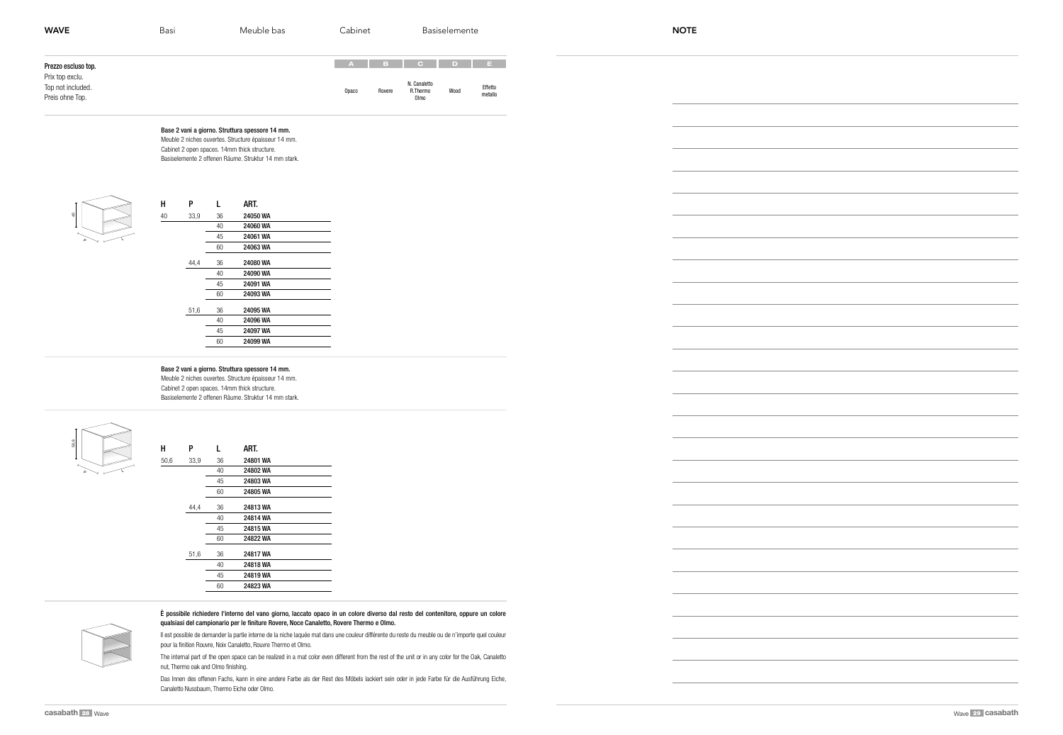# WAVE

Basi | Meuble bas | Cabinet | Basiselemente

**Prezzo escluso top.**
Prix top exclu.
Top not included.
Preis ohne Top.

| A | B | C | D | E |
|---|---|---|---|---|
| Opaco | Rovere | N. Canaletto R.Thermo Olmo | Wood | Effetto metallo |

**Base 2 vani a giorno. Struttura spessore 14 mm.**
Meuble 2 niches ouvertes. Structure épaisseur 14 mm.
Cabinet 2 open spaces. 14mm thick structure.
Basiselemente 2 offenen Räume. Struktur 14 mm stark.

| H | P | L | ART. |
|---|---|---|---|
| 40 | 33,9 | 36 | 24050 WA |
| | | 40 | 24060 WA |
| | | 45 | 24061 WA |
| | | 60 | 24063 WA |
| | 44,4 | 36 | 24080 WA |
| | | 40 | 24090 WA |
| | | 45 | 24091 WA |
| | | 60 | 24093 WA |
| | 51,6 | 36 | 24095 WA |
| | | 40 | 24096 WA |
| | | 45 | 24097 WA |
| | | 60 | 24099 WA |

**Base 2 vani a giorno. Struttura spessore 14 mm.**
Meuble 2 niches ouvertes. Structure épaisseur 14 mm.
Cabinet 2 open spaces. 14mm thick structure.
Basiselemente 2 offenen Räume. Struktur 14 mm stark.

| H | P | L | ART. |
|---|---|---|---|
| 50,6 | 33,9 | 36 | 24801 WA |
| | | 40 | 24802 WA |
| | | 45 | 24803 WA |
| | | 60 | 24805 WA |
| | 44,4 | 36 | 24813 WA |
| | | 40 | 24814 WA |
| | | 45 | 24815 WA |
| | | 60 | 24822 WA |
| | 51,6 | 36 | 24817 WA |
| | | 40 | 24818 WA |
| | | 45 | 24819 WA |
| | | 60 | 24823 WA |

**È possibile richiedere l'interno del vano giorno, laccato opaco in un colore diverso dal resto del contenitore, oppure un colore qualsiasi del campionario per le finiture Rovere, Noce Canaletto, Rovere Thermo e Olmo.**

Il est possible de demander la partie interne de la niche laquée mat dans une couleur différente du reste du meuble ou de n'importe quel couleur pour la finition Rouvre, Noix Canaletto, Rouvre Thermo et Olmo.

The internal part of the open space can be realized in a mat color even different from the rest of the unit or in any color for the Oak, Canaletto nut, Thermo oak and Olmo finishing.

Das Innen des offenen Fachs, kann in eine andere Farbe als der Rest des Möbels lackiert sein oder in jede Farbe für die Ausführung Eiche, Canaletto Nussbaum, Thermo Eiche oder Olmo.

# NOTE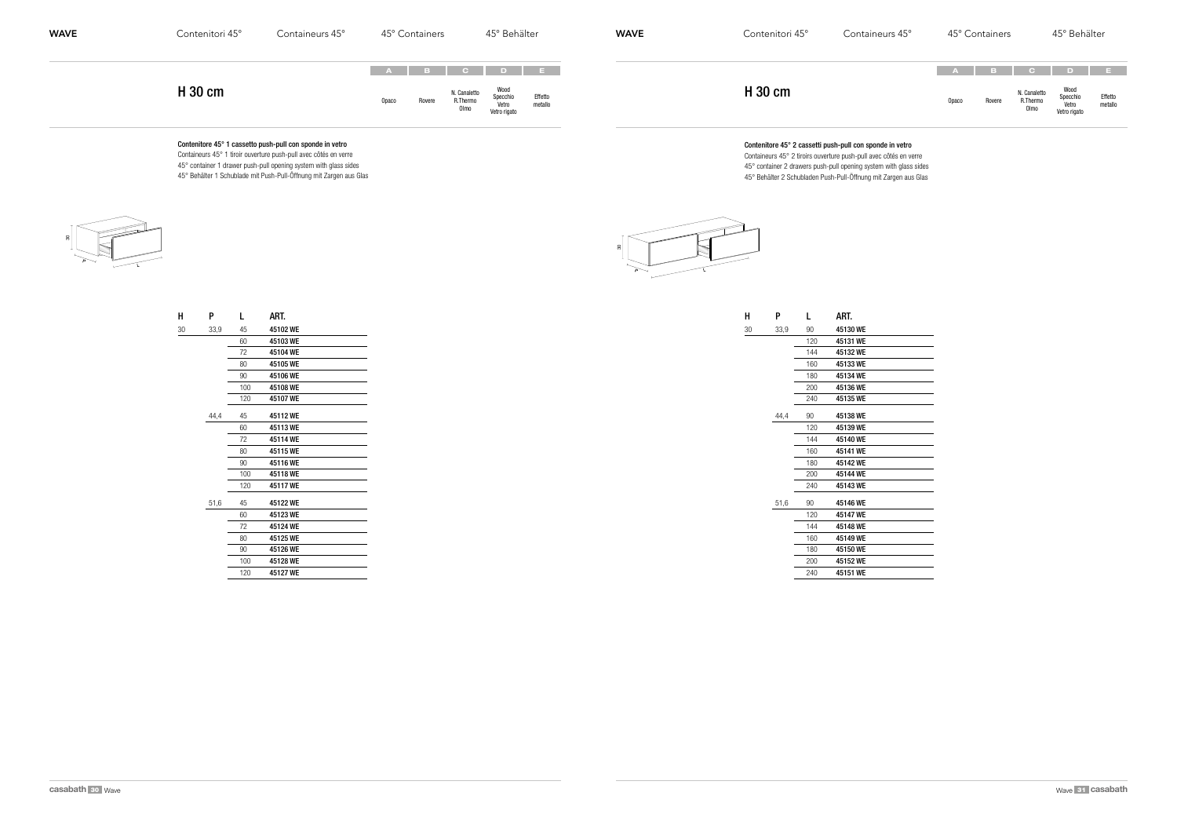# H 30 cm

| A | B | C | D | E |
|---|---|---|---|---|
| Opaco | Rovere | N. Canaletto R.Thermo Olmo | Wood Specchio Vetro Vetro rigato | Effetto metallo |

**Contenitore 45° 1 cassetto push-pull con sponde in vetro**
Containeurs 45° 1 tiroir ouverture push-pull avec côtés en verre
45° container 1 drawer push-pull opening system with glass sides
45° Behälter 1 Schublade mit Push-Pull-Öffnung mit Zargen aus Glas

| H | P | L | ART. |
|---|---|---|---|
| 30 | 33,9 | 45 | **45102 WE** |
| | | 60 | **45103 WE** |
| | | 72 | **45104 WE** |
| | | 80 | **45105 WE** |
| | | 90 | **45106 WE** |
| | | 100 | **45108 WE** |
| | | 120 | **45107 WE** |
| | 44,4 | 45 | **45112 WE** |
| | | 60 | **45113 WE** |
| | | 72 | **45114 WE** |
| | | 80 | **45115 WE** |
| | | 90 | **45116 WE** |
| | | 100 | **45118 WE** |
| | | 120 | **45117 WE** |
| | 51,6 | 45 | **45122 WE** |
| | | 60 | **45123 WE** |
| | | 72 | **45124 WE** |
| | | 80 | **45125 WE** |
| | | 90 | **45126 WE** |
| | | 100 | **45128 WE** |
| | | 120 | **45127 WE** |

# H 30 cm

| A | B | C | D | E |
|---|---|---|---|---|
| Opaco | Rovere | N. Canaletto R.Thermo Olmo | Wood Specchio Vetro Vetro rigato | Effetto metallo |

**Contenitore 45° 2 cassetti push-pull con sponde in vetro**
Containeurs 45° 2 tiroirs ouverture push-pull avec côtés en verre
45° container 2 drawers push-pull opening system with glass sides
45° Behälter 2 Schubladen Push-Pull-Öffnung mit Zargen aus Glas

| H | P | L | ART. |
|---|---|---|---|
| 30 | 33,9 | 90 | **45130 WE** |
| | | 120 | **45131 WE** |
| | | 144 | **45132 WE** |
| | | 160 | **45133 WE** |
| | | 180 | **45134 WE** |
| | | 200 | **45136 WE** |
| | | 240 | **45135 WE** |
| | 44,4 | 90 | **45138 WE** |
| | | 120 | **45139 WE** |
| | | 144 | **45140 WE** |
| | | 160 | **45141 WE** |
| | | 180 | **45142 WE** |
| | | 200 | **45144 WE** |
| | | 240 | **45143 WE** |
| | 51,6 | 90 | **45146 WE** |
| | | 120 | **45147 WE** |
| | | 144 | **45148 WE** |
| | | 160 | **45149 WE** |
| | | 180 | **45150 WE** |
| | | 200 | **45152 WE** |
| | | 240 | **45151 WE** |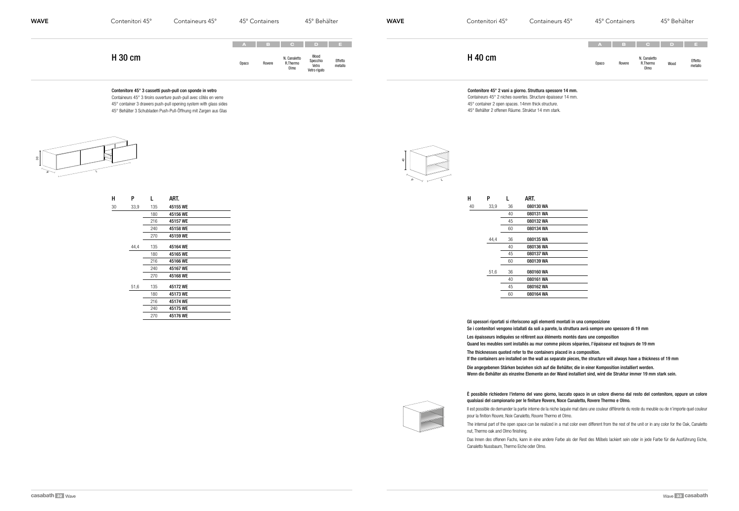## H 30 cm

| A | B | C | D | E |
|---|---|---|---|---|
| Opaco | Rovere | N. Canaletto R.Thermo Olmo | Wood Specchio Vetro Vetro rigato | Effetto metallo |

**Contenitore 45° 3 cassetti push-pull con sponde in vetro**

Containeurs 45° 3 tiroirs ouverture push-pull avec côtés en verre

45° container 3 drawers push-pull opening system with glass sides

45° Behälter 3 Schubladen Push-Pull-Öffnung mit Zargen aus Glas

| H | P | L | ART. |
|---|---|---|---|
| 30 | 33,9 | 135 | 45155 WE |
| | | 180 | 45156 WE |
| | | 216 | 45157 WE |
| | | 240 | 45158 WE |
| | | 270 | 45159 WE |
| | 44,4 | 135 | 45164 WE |
| | | 180 | 45165 WE |
| | | 216 | 45166 WE |
| | | 240 | 45167 WE |
| | | 270 | 45168 WE |
| | 51,6 | 135 | 45172 WE |
| | | 180 | 45173 WE |
| | | 216 | 45174 WE |
| | | 240 | 45175 WE |
| | | 270 | 45176 WE |

## H 40 cm

| A | B | C | D | E |
|---|---|---|---|---|
| Opaco | Rovere | N. Canaletto R.Thermo Olmo | Wood | Effetto metallo |

**Contenitore 45° 2 vani a giorno. Struttura spessore 14 mm.**

Containeurs 45° 2 niches ouvertes. Structure épaisseur 14 mm.

45° container 2 open spaces. 14mm thick structure.

45° Behälter 2 offenen Räume. Struktur 14 mm stark.

| H | P | L | ART. |
|---|---|---|---|
| 40 | 33,9 | 36 | 080130 WA |
| | | 40 | 080131 WA |
| | | 45 | 080132 WA |
| | | 60 | 080134 WA |
| | 44,4 | 36 | 080135 WA |
| | | 40 | 080136 WA |
| | | 45 | 080137 WA |
| | | 60 | 080139 WA |
| | 51,6 | 36 | 080160 WA |
| | | 40 | 080161 WA |
| | | 45 | 080162 WA |
| | | 60 | 080164 WA |

**Gli spessori riportati si riferiscono agli elementi montati in una composizione**
**Se i contenitori vengono istallati da soli a parete, la struttura avrà sempre uno spessore di 19 mm**

**Les épaisseurs indiquées se réfèrent aux éléments montés dans une composition**
**Quand les meubles sont installés au mur comme pièces séparées, l'épaisseur est toujours de 19 mm**

**The thicknesses quoted refer to the containers placed in a composition.**
**If the containers are installed on the wall as separate pieces, the structure will always have a thickness of 19 mm**

**Die angegebenen Stärken beziehen sich auf die Behälter, die in einer Komposition installiert werden.**
**Wenn die Behälter als einzelne Elemente an der Wand installiert sind, wird die Struktur immer 19 mm stark sein.**

**È possibile richiedere l'interno del vano giorno, laccato opaco in un colore diverso dal resto del contenitore, oppure un colore qualsiasi del campionario per le finiture Rovere, Noce Canaletto, Rovere Thermo e Olmo.**

Il est possible de demander la partie interne de la niche laquée mat dans une couleur différente du reste du meuble ou de n'importe quel couleur pour la finition Rouvre, Noix Canaletto, Rouvre Thermo et Olmo.

The internal part of the open space can be realized in a mat color even different from the rest of the unit or in any color for the Oak, Canaletto nut, Thermo oak and Olmo finishing.

Das Innen des offenen Fachs, kann in eine andere Farbe als der Rest des Möbels lackiert sein oder in jede Farbe für die Ausführung Eiche, Canaletto Nussbaum, Thermo Eiche oder Olmo.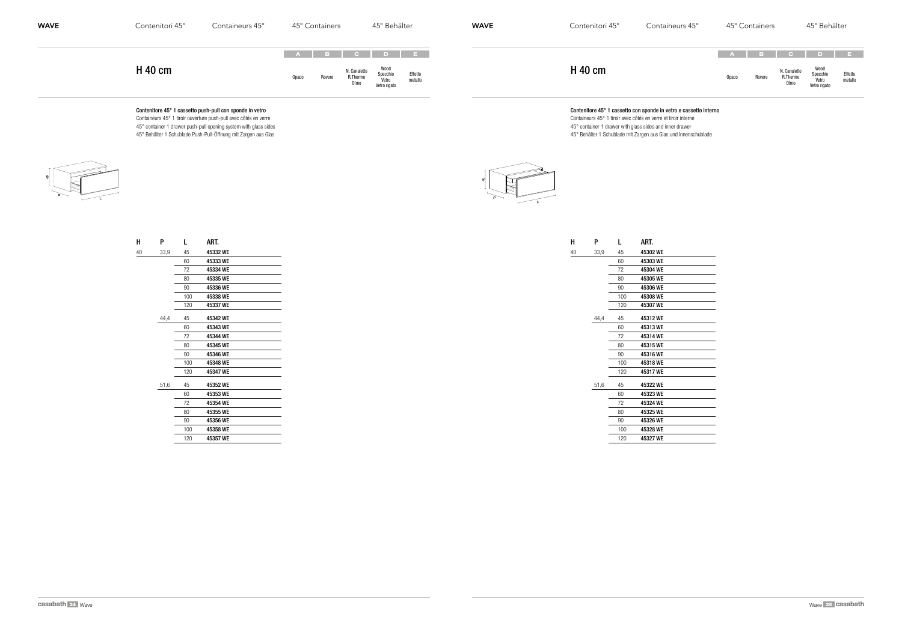## H 40 cm

| A | B | C | D | E |
|---|---|---|---|---|
| Opaco | Rovere | N. Canaletto R.Thermo Olmo | Wood Specchio Vetro Vetro rigato | Effetto metallo |

**Contenitore 45° 1 cassetto push-pull con sponde in vetro**

Containeurs 45° 1 tiroir ouverture push-pull avec côtés en verre

45° container 1 drawer push-pull opening system with glass sides

45° Behälter 1 Schublade Push-Pull-Öffnung mit Zargen aus Glas

| H | P | L | ART. |
|---|---|---|---|
| 40 | 33,9 | 45 | 45332 WE |
| | | 60 | 45333 WE |
| | | 72 | 45334 WE |
| | | 80 | 45335 WE |
| | | 90 | 45336 WE |
| | | 100 | 45338 WE |
| | | 120 | 45337 WE |
| | 44,4 | 45 | 45342 WE |
| | | 60 | 45343 WE |
| | | 72 | 45344 WE |
| | | 80 | 45345 WE |
| | | 90 | 45346 WE |
| | | 100 | 45348 WE |
| | | 120 | 45347 WE |
| | 51,6 | 45 | 45352 WE |
| | | 60 | 45353 WE |
| | | 72 | 45354 WE |
| | | 80 | 45355 WE |
| | | 90 | 45356 WE |
| | | 100 | 45358 WE |
| | | 120 | 45357 WE |

## H 40 cm

| A | B | C | D | E |
|---|---|---|---|---|
| Opaco | Rovere | N. Canaletto R.Thermo Olmo | Wood Specchio Vetro Vetro rigato | Effetto metallo |

**Contenitore 45° 1 cassetto con sponde in vetro e cassetto interno**

Containeurs 45° 1 tiroir avec côtés en verre et tiroir interne

45° container 1 drawer with glass sides and inner drawer

45° Behälter 1 Schublade mit Zargen aus Glas und Innenschublade

| H | P | L | ART. |
|---|---|---|---|
| 40 | 33,9 | 45 | 45302 WE |
| | | 60 | 45303 WE |
| | | 72 | 45304 WE |
| | | 80 | 45305 WE |
| | | 90 | 45306 WE |
| | | 100 | 45308 WE |
| | | 120 | 45307 WE |
| | 44,4 | 45 | 45312 WE |
| | | 60 | 45313 WE |
| | | 72 | 45314 WE |
| | | 80 | 45315 WE |
| | | 90 | 45316 WE |
| | | 100 | 45318 WE |
| | | 120 | 45317 WE |
| | 51,6 | 45 | 45322 WE |
| | | 60 | 45323 WE |
| | | 72 | 45324 WE |
| | | 80 | 45325 WE |
| | | 90 | 45326 WE |
| | | 100 | 45328 WE |
| | | 120 | 45327 WE |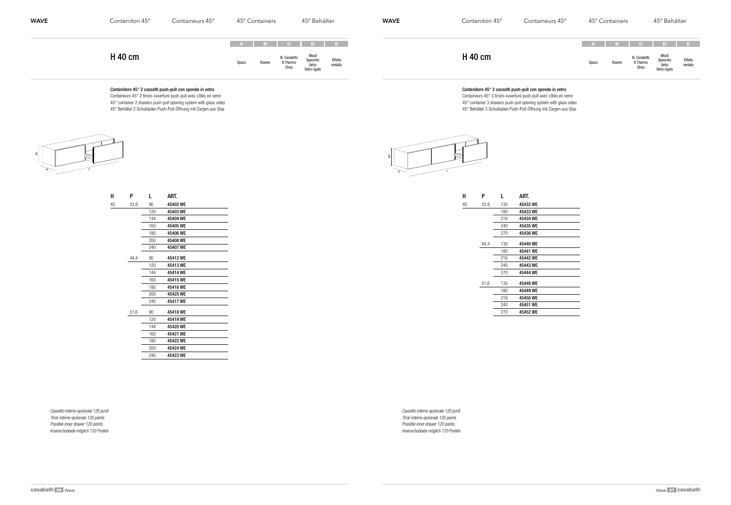## H 40 cm

| A | B | C | D | E |
|---|---|---|---|---|
| Opaco | Rovere | N. Canaletto R.Thermo Olmo | Wood Specchio Vetro Vetro rigato | Effetto metallo |

**Contenitore 45° 2 cassetti push-pull con sponde in vetro**

Containeurs 45° 2 tiroirs ouverture push-pull avec côtés en verre
45° container 2 drawers push-pull opening system with glass sides
45° Behälter 2 Schubladen Push-Pull-Öffnung mit Zargen aus Glas

| H | P | L | ART. |
|---|---|---|---|
| 40 | 33,9 | 90 | **45402 WE** |
| | | 120 | **45403 WE** |
| | | 144 | **45404 WE** |
| | | 160 | **45405 WE** |
| | | 180 | **45406 WE** |
| | | 200 | **45408 WE** |
| | | 240 | **45407 WE** |
| | 44,4 | 90 | **45412 WE** |
| | | 120 | **45413 WE** |
| | | 144 | **45414 WE** |
| | | 160 | **45415 WE** |
| | | 180 | **45416 WE** |
| | | 200 | **45425 WE** |
| | | 240 | **45417 WE** |
| | 51,6 | 90 | **45418 WE** |
| | | 120 | **45419 WE** |
| | | 144 | **45420 WE** |
| | | 160 | **45421 WE** |
| | | 180 | **45422 WE** |
| | | 200 | **45424 WE** |
| | | 240 | **45423 WE** |

*Cassetto interno opzionale 120 punti*
*Tiroir interne opzionale 120 points*
*Possible inner drawer 120 points*
*Innenschublade möglich 120 Punkte*

## H 40 cm

| A | B | C | D | E |
|---|---|---|---|---|
| Opaco | Rovere | N. Canaletto R.Thermo Olmo | Wood Specchio Vetro Vetro rigato | Effetto metallo |

**Contenitore 45° 3 cassetti push-pull con sponde in vetro**

Containeurs 45° 3 tiroirs ouverture push-pull avec côtés en verre
45° container 3 drawers push-pull opening system with glass sides
45° Behälter 3 Schubladen Push-Pull-Öffnung mit Zargen aus Glas

| H | P | L | ART. |
|---|---|---|---|
| 40 | 33,9 | 135 | **45432 WE** |
| | | 180 | **45433 WE** |
| | | 216 | **45434 WE** |
| | | 240 | **45435 WE** |
| | | 270 | **45436 WE** |
| | 44,4 | 135 | **45440 WE** |
| | | 180 | **45441 WE** |
| | | 216 | **45442 WE** |
| | | 240 | **45443 WE** |
| | | 270 | **45444 WE** |
| | 51,6 | 135 | **45448 WE** |
| | | 180 | **45449 WE** |
| | | 216 | **45450 WE** |
| | | 240 | **45451 WE** |
| | | 270 | **45452 WE** |

*Cassetto interno opzionale 120 punti*
*Tiroir interne opzionale 120 points*
*Possible inner drawer 120 points*
*Innenschublade möglich 120 Punkte*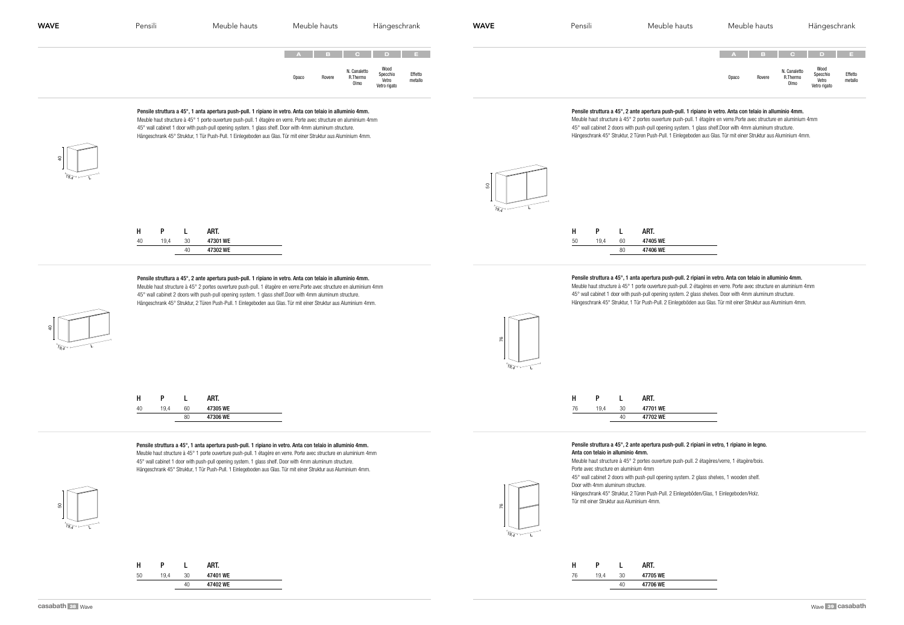## WAVE — Pensili / Meuble hauts / Meuble hauts / Hängeschrank

| A | B | C | D | E |
|---|---|---|---|---|
| Opaco | Rovere | N. Canaletto R.Thermo Olmo | Wood Specchio Vetro Vetro rigato | Effetto metallo |

**Pensile struttura a 45°, 1 anta apertura push-pull. 1 ripiano in vetro. Anta con telaio in alluminio 4mm.**
Meuble haut structure à 45° 1 porte ouverture push-pull. 1 étagère en verre. Porte avec structure en aluminium 4mm
45° wall cabinet 1 door with push-pull opening system. 1 glass shelf. Door with 4mm aluminum structure.
Hängeschrank 45° Struktur, 1 Tür Push-Pull. 1 Einlegeboden aus Glas. Tür mit einer Struktur aus Aluminium 4mm.

| H | P | L | ART. |
|---|---|---|---|
| 40 | 19,4 | 30 | **47301 WE** |
| | | 40 | **47302 WE** |

**Pensile struttura a 45°, 2 ante apertura push-pull. 1 ripiano in vetro. Anta con telaio in alluminio 4mm.**
Meuble haut structure à 45° 2 portes ouverture push-pull. 1 étagère en verre.Porte avec structure en aluminium 4mm
45° wall cabinet 2 doors with push-pull opening system. 1 glass shelf.Door with 4mm aluminum structure.
Hängeschrank 45° Struktur, 2 Türen Push-Pull. 1 Einlegeboden aus Glas. Tür mit einer Struktur aus Aluminium 4mm.

| H | P | L | ART. |
|---|---|---|---|
| 40 | 19,4 | 60 | **47305 WE** |
| | | 80 | **47306 WE** |

**Pensile struttura a 45°, 1 anta apertura push-pull. 1 ripiano in vetro. Anta con telaio in alluminio 4mm.**
Meuble haut structure à 45° 1 porte ouverture push-pull. 1 étagère en verre. Porte avec structure en aluminium 4mm
45° wall cabinet 1 door with push-pull opening system. 1 glass shelf. Door with 4mm aluminum structure.
Hängeschrank 45° Struktur, 1 Tür Push-Pull. 1 Einlegeboden aus Glas. Tür mit einer Struktur aus Aluminium 4mm.

| H | P | L | ART. |
|---|---|---|---|
| 50 | 19,4 | 30 | **47401 WE** |
| | | 40 | **47402 WE** |

## WAVE — Pensili / Meuble hauts / Meuble hauts / Hängeschrank

| A | B | C | D | E |
|---|---|---|---|---|
| Opaco | Rovere | N. Canaletto R.Thermo Olmo | Wood Specchio Vetro Vetro rigato | Effetto metallo |

**Pensile struttura a 45°, 2 ante apertura push-pull. 1 ripiano in vetro. Anta con telaio in alluminio 4mm.**
Meuble haut structure à 45° 2 portes ouverture push-pull. 1 étagère en verre.Porte avec structure en aluminium 4mm
45° wall cabinet 2 doors with push-pull opening system. 1 glass shelf.Door with 4mm aluminum structure.
Hängeschrank 45° Struktur, 2 Türen Push-Pull. 1 Einlegeboden aus Glas. Tür mit einer Struktur aus Aluminium 4mm.

| H | P | L | ART. |
|---|---|---|---|
| 50 | 19,4 | 60 | **47405 WE** |
| | | 80 | **47406 WE** |

**Pensile struttura a 45°, 1 anta apertura push-pull. 2 ripiani in vetro. Anta con telaio in alluminio 4mm.**
Meuble haut structure à 45° 1 porte ouverture push-pull. 2 étagères en verre. Porte avec structure en aluminium 4mm
45° wall cabinet 1 door with push-pull opening system. 2 glass shelves. Door with 4mm aluminum structure.
Hängeschrank 45° Struktur, 1 Tür Push-Pull. 2 Einlegeböden aus Glas. Tür mit einer Struktur aus Aluminium 4mm.

| H | P | L | ART. |
|---|---|---|---|
| 76 | 19,4 | 30 | **47701 WE** |
| | | 40 | **47702 WE** |

**Pensile struttura a 45°, 2 ante apertura push-pull. 2 ripiani in vetro, 1 ripiano in legno. Anta con telaio in alluminio 4mm.**
Meuble haut structure à 45° 2 portes ouverture push-pull. 2 étagères/verre, 1 étagère/bois.
Porte avec structure en aluminium 4mm
45° wall cabinet 2 doors with push-pull opening system. 2 glass shelves, 1 wooden shelf.
Door with 4mm aluminum structure.
Hängeschrank 45° Struktur, 2 Türen Push-Pull. 2 Einlegeböden/Glas, 1 Einlegeboden/Holz.
Tür mit einer Struktur aus Aluminium 4mm.

| H | P | L | ART. |
|---|---|---|---|
| 76 | 19,4 | 30 | **47705 WE** |
| | | 40 | **47706 WE** |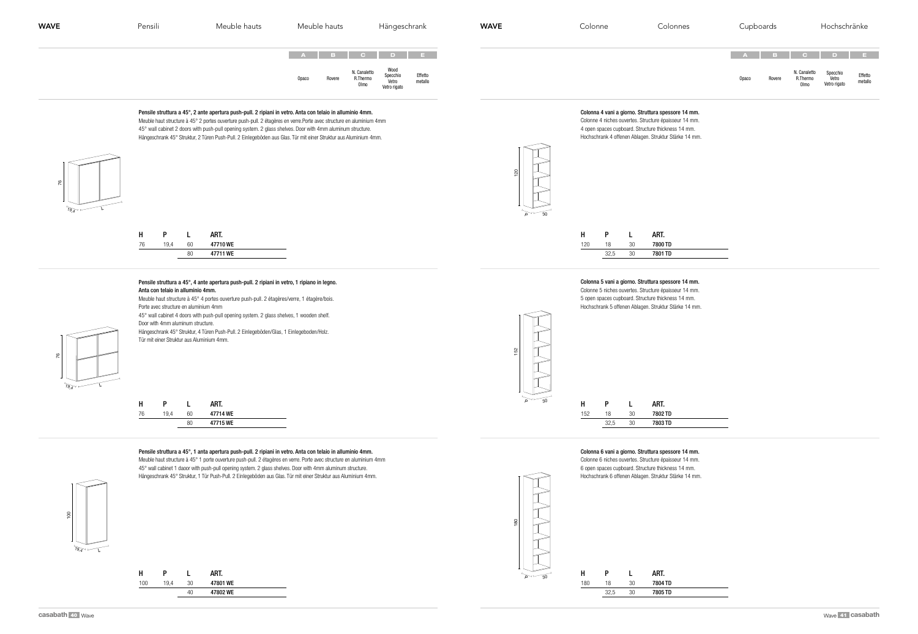# WAVE

## Pensili — Meuble hauts — Meuble hauts — Hängeschrank

| A | B | C | D | E |
|---|---|---|---|---|
| Opaco | Rovere | N. Canaletto R.Thermo Olmo | Wood Specchio Vetro Vetro rigato | Effetto metallo |

**Pensile struttura a 45°, 2 ante apertura push-pull. 2 ripiani in vetro. Anta con telaio in alluminio 4mm.**
Meuble haut structure à 45° 2 portes ouverture push-pull. 2 étagères en verre.Porte avec structure en aluminium 4mm
45° wall cabinet 2 doors with push-pull opening system. 2 glass shelves. Door with 4mm aluminum structure.
Hängeschrank 45° Struktur, 2 Türen Push-Pull. 2 Einlegeböden aus Glas. Tür mit einer Struktur aus Aluminium 4mm.

| H | P | L | ART. |
|---|---|---|---|
| 76 | 19,4 | 60 | **47710 WE** |
| | | 80 | **47711 WE** |

**Pensile struttura a 45°, 4 ante apertura push-pull. 2 ripiani in vetro, 1 ripiano in legno. Anta con telaio in alluminio 4mm.**
Meuble haut structure à 45° 4 portes ouverture push-pull. 2 étagères/verre, 1 étagère/bois.
Porte avec structure en aluminium 4mm
45° wall cabinet 4 doors with push-pull opening system. 2 glass shelves, 1 wooden shelf.
Door with 4mm aluminum structure.
Hängeschrank 45° Struktur, 4 Türen Push-Pull. 2 Einlegeböden/Glas, 1 Einlegeboden/Holz.
Tür mit einer Struktur aus Aluminium 4mm.

| H | P | L | ART. |
|---|---|---|---|
| 76 | 19,4 | 60 | **47714 WE** |
| | | 80 | **47715 WE** |

**Pensile struttura a 45°, 1 anta apertura push-pull. 2 ripiani in vetro. Anta con telaio in alluminio 4mm.**
Meuble haut structure à 45° 1 porte ouverture push-pull. 2 étagères en verre. Porte avec structure en aluminium 4mm
45° wall cabinet 1 daoor with push-pull opening system. 2 glass shelves. Door with 4mm aluminum structure.
Hängeschrank 45° Struktur, 1 Tür Push-Pull. 2 Einlegeböden aus Glas. Tür mit einer Struktur aus Aluminium 4mm.

| H | P | L | ART. |
|---|---|---|---|
| 100 | 19,4 | 30 | **47801 WE** |
| | | 40 | **47802 WE** |

# WAVE

## Colonne — Colonnes — Cupboards — Hochschränke

| A | B | C | D | E |
|---|---|---|---|---|
| Opaco | Rovere | N. Canaletto R.Thermo Olmo | Specchio Vetro Vetro rigato | Effetto metallo |

**Colonna 4 vani a giorno. Struttura spessore 14 mm.**
Colonne 4 niches ouvertes. Structure épaisseur 14 mm.
4 open spaces cupboard. Structure thickness 14 mm.
Hochschrank 4 offenen Ablagen. Struktur Stärke 14 mm.

| H | P | L | ART. |
|---|---|---|---|
| 120 | 18 | 30 | **7800 TD** |
| | 32,5 | 30 | **7801 TD** |

**Colonna 5 vani a giorno. Struttura spessore 14 mm.**
Colonne 5 niches ouvertes. Structure épaisseur 14 mm.
5 open spaces cupboard. Structure thickness 14 mm.
Hochschrank 5 offenen Ablagen. Struktur Stärke 14 mm.

| H | P | L | ART. |
|---|---|---|---|
| 152 | 18 | 30 | **7802 TD** |
| | 32,5 | 30 | **7803 TD** |

**Colonna 6 vani a giorno. Struttura spessore 14 mm.**
Colonne 6 niches ouvertes. Structure épaisseur 14 mm.
6 open spaces cupboard. Structure thickness 14 mm.
Hochschrank 6 offenen Ablagen. Struktur Stärke 14 mm.

| H | P | L | ART. |
|---|---|---|---|
| 180 | 18 | 30 | **7804 TD** |
| | 32,5 | 30 | **7805 TD** |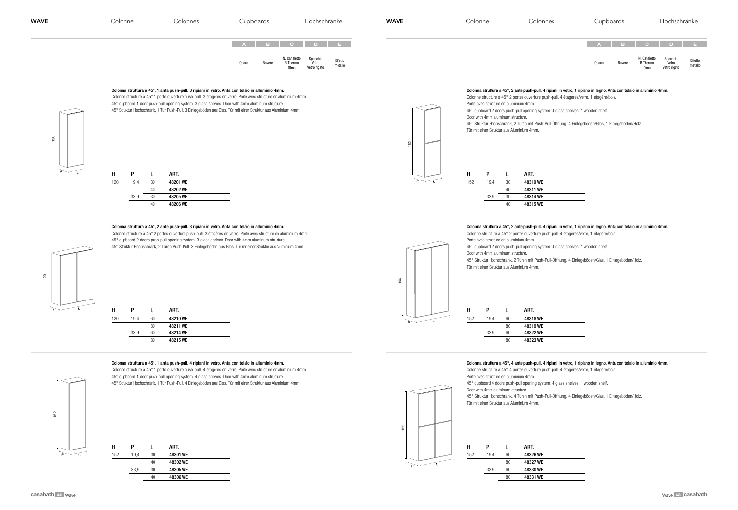# WAVE

Colonne | Colonnes | Cupboards | Hochschränke

| A | B | C | D | E |
|---|---|---|---|---|
| Opaco | Rovere | N. Canaletto R.Thermo Olmo | Specchio Vetro Vetro rigato | Effetto metallo |

**Colonna struttura a 45°, 1 anta push-pull. 3 ripiani in vetro. Anta con telaio in alluminio 4mm.**
Colonne structure à 45° 1 porte ouverture push-pull. 3 étagères en verre. Porte avec structure en aluminium 4mm.
45° cupboard 1 door push-pull opening system. 3 glass shelves. Door with 4mm aluminum structure.
45° Struktur Hochschrank, 1 Tür Push-Pull. 3 Einlegeböden aus Glas. Tür mit einer Struktur aus Aluminium 4mm.

| H | P | L | ART. |
|---|---|---|---|
| 120 | 19,4 | 30 | 48201 WE |
| | | 40 | 48202 WE |
| | 33,9 | 30 | 48205 WE |
| | | 40 | 48206 WE |

**Colonna struttura a 45°, 2 ante push-pull. 3 ripiani in vetro. Anta con telaio in alluminio 4mm.**
Colonne structure à 45° 2 portes ouverture push-pull. 3 étagères en verre. Porte avec structure en aluminium 4mm.
45° cupboard 2 doors push-pull opening system. 3 glass shelves. Door with 4mm aluminum structure.
45° Struktur Hochschrank, 2 Türen Push-Pull. 3 Einlegeböden aus Glas. Tür mit einer Struktur aus Aluminium 4mm.

| H | P | L | ART. |
|---|---|---|---|
| 120 | 19,4 | 60 | 48210 WE |
| | | 80 | 48211 WE |
| | 33,9 | 60 | 48214 WE |
| | | 80 | 48215 WE |

**Colonna struttura a 45°, 1 anta push-pull. 4 ripiani in vetro. Anta con telaio in alluminio 4mm.**
Colonne structure à 45° 1 porte ouverture push-pull. 4 étagères en verre. Porte avec structure en aluminium 4mm.
45° cupboard 1 door push-pull opening system. 4 glass shelves. Door with 4mm aluminum structure.
45° Struktur Hochschrank, 1 Tür Push-Pull. 4 Einlegeböden aus Glas. Tür mit einer Struktur aus Aluminium 4mm.

| H | P | L | ART. |
|---|---|---|---|
| 152 | 19,4 | 30 | 48301 WE |
| | | 40 | 48302 WE |
| | 33,9 | 30 | 48305 WE |
| | | 40 | 48306 WE |

**Colonna struttura a 45°, 2 ante push-pull. 4 ripiani in vetro, 1 ripiano in legno. Anta con telaio in alluminio 4mm.**
Colonne structure à 45° 2 portes ouverture push-pull. 4 étagères/verre, 1 étagère/bois.
Porte avec structure en aluminium 4mm
45° cupboard 2 doors push-pull opening system. 4 glass shelves, 1 wooden shelf.
Door with 4mm aluminum structure.
45° Struktur Hochschrank, 2 Türen mit Push-Pull-Öffnung. 4 Einlegeböden/Glas, 1 Einlegeboden/Holz.
Tür mit einer Struktur aus Aluminium 4mm.

| H | P | L | ART. |
|---|---|---|---|
| 152 | 19,4 | 30 | 48310 WE |
| | | 40 | 48311 WE |
| | 33,9 | 30 | 48314 WE |
| | | 40 | 48315 WE |

**Colonna struttura a 45°, 2 ante push-pull. 4 ripiani in vetro, 1 ripiano in legno. Anta con telaio in alluminio 4mm.**
Colonne structure à 45° 2 portes ouverture push-pull. 4 étagères/verre, 1 étagère/bois.
Porte avec structure en aluminium 4mm
45° cupboard 2 doors push-pull opening system. 4 glass shelves, 1 wooden shelf.
Door with 4mm aluminum structure.
45° Struktur Hochschrank, 2 Türen mit Push-Pull-Öffnung. 4 Einlegeböden/Glas, 1 Einlegeboden/Holz.
Tür mit einer Struktur aus Aluminium 4mm.

| H | P | L | ART. |
|---|---|---|---|
| 152 | 19,4 | 60 | 48318 WE |
| | | 80 | 48319 WE |
| | 33,9 | 60 | 48322 WE |
| | | 80 | 48323 WE |

**Colonna struttura a 45°, 4 ante push-pull. 4 ripiani in vetro, 1 ripiano in legno. Anta con telaio in alluminio 4mm.**
Colonne structure à 45° 4 portes ouverture push-pull. 4 étagères/verre, 1 étagère/bois.
Porte avec structure en aluminium 4mm
45° cupboard 4 doors push-pull opening system. 4 glass shelves, 1 wooden shelf.
Door with 4mm aluminum structure.
45° Struktur Hochschrank, 4 Türen mit Push-Pull-Öffnung. 4 Einlegeböden/Glas, 1 Einlegeboden/Holz.
Tür mit einer Struktur aus Aluminium 4mm.

| H | P | L | ART. |
|---|---|---|---|
| 152 | 19,4 | 60 | 48326 WE |
| | | 80 | 48327 WE |
| | 33,9 | 60 | 48330 WE |
| | | 80 | 48331 WE |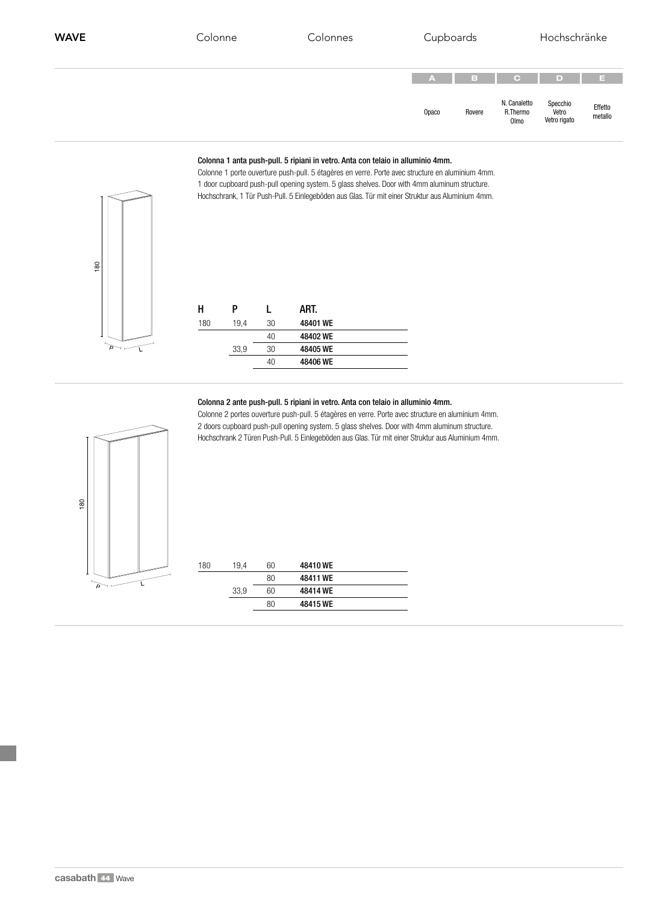**WAVE** Colonne Colonnes Cupboards Hochschränke

| A | B | C | D | E |
|---|---|---|---|---|
| Opaco | Rovere | N. Canaletto R.Thermo Olmo | Specchio Vetro Vetro rigato | Effetto metallo |

**Colonna 1 anta push-pull. 5 ripiani in vetro. Anta con telaio in alluminio 4mm.**

Colonne 1 porte ouverture push-pull. 5 étagères en verre. Porte avec structure en aluminium 4mm.
1 door cupboard push-pull opening system. 5 glass shelves. Door with 4mm aluminum structure.
Hochschrank, 1 Tür Push-Pull. 5 Einlegeböden aus Glas. Tür mit einer Struktur aus Aluminium 4mm.

180

P L

| H | P | L | ART. |
|---|---|---|---|
| 180 | 19,4 | 30 | **48401 WE** |
| | | 40 | **48402 WE** |
| | 33,9 | 30 | **48405 WE** |
| | | 40 | **48406 WE** |

**Colonna 2 ante push-pull. 5 ripiani in vetro. Anta con telaio in alluminio 4mm.**

Colonne 2 portes ouverture push-pull. 5 étagères en verre. Porte avec structure en aluminium 4mm.
2 doors cupboard push-pull opening system. 5 glass shelves. Door with 4mm aluminum structure.
Hochschrank 2 Türen Push-Pull. 5 Einlegeböden aus Glas. Tür mit einer Struktur aus Aluminium 4mm.

180

P L

| | | | |
|---|---|---|---|
| 180 | 19,4 | 60 | **48410 WE** |
| | | 80 | **48411 WE** |
| | 33,9 | 60 | **48414 WE** |
| | | 80 | **48415 WE** |